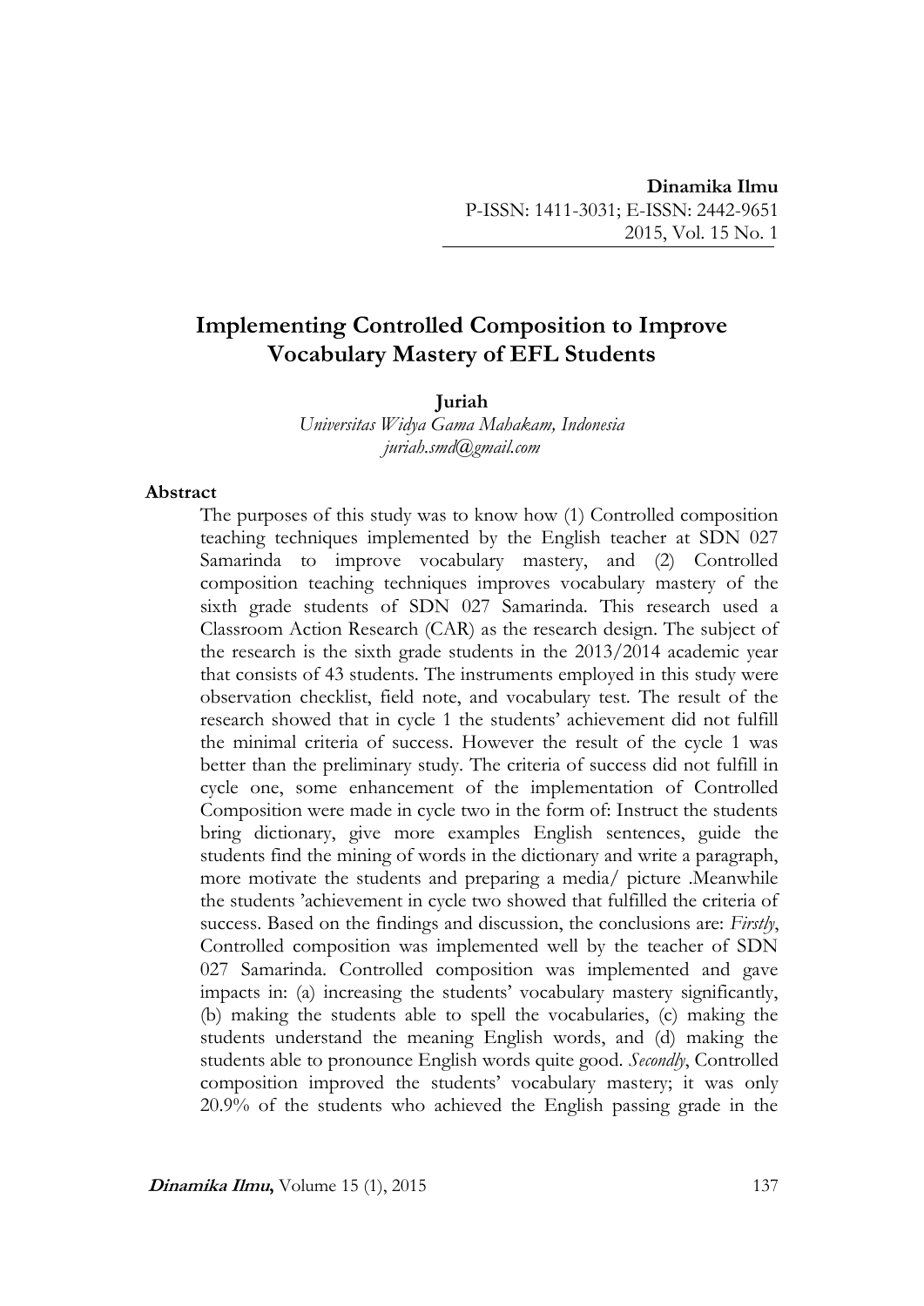# Implementing Controlled Composition to Improve Vocabulary Mastery of EFL Students

**Juriah**
*Universitas Widya Gama Mahakam, Indonesia*
*juriah.smd@gmail.com*

## Abstract

The purposes of this study was to know how (1) Controlled composition teaching techniques implemented by the English teacher at SDN 027 Samarinda to improve vocabulary mastery, and (2) Controlled composition teaching techniques improves vocabulary mastery of the sixth grade students of SDN 027 Samarinda. This research used a Classroom Action Research (CAR) as the research design. The subject of the research is the sixth grade students in the 2013/2014 academic year that consists of 43 students. The instruments employed in this study were observation checklist, field note, and vocabulary test. The result of the research showed that in cycle 1 the students' achievement did not fulfill the minimal criteria of success. However the result of the cycle 1 was better than the preliminary study. The criteria of success did not fulfill in cycle one, some enhancement of the implementation of Controlled Composition were made in cycle two in the form of: Instruct the students bring dictionary, give more examples English sentences, guide the students find the mining of words in the dictionary and write a paragraph, more motivate the students and preparing a media/ picture .Meanwhile the students 'achievement in cycle two showed that fulfilled the criteria of success. Based on the findings and discussion, the conclusions are: *Firstly*, Controlled composition was implemented well by the teacher of SDN 027 Samarinda. Controlled composition was implemented and gave impacts in: (a) increasing the students' vocabulary mastery significantly, (b) making the students able to spell the vocabularies, (c) making the students understand the meaning English words, and (d) making the students able to pronounce English words quite good. *Secondly*, Controlled composition improved the students' vocabulary mastery; it was only 20.9% of the students who achieved the English passing grade in the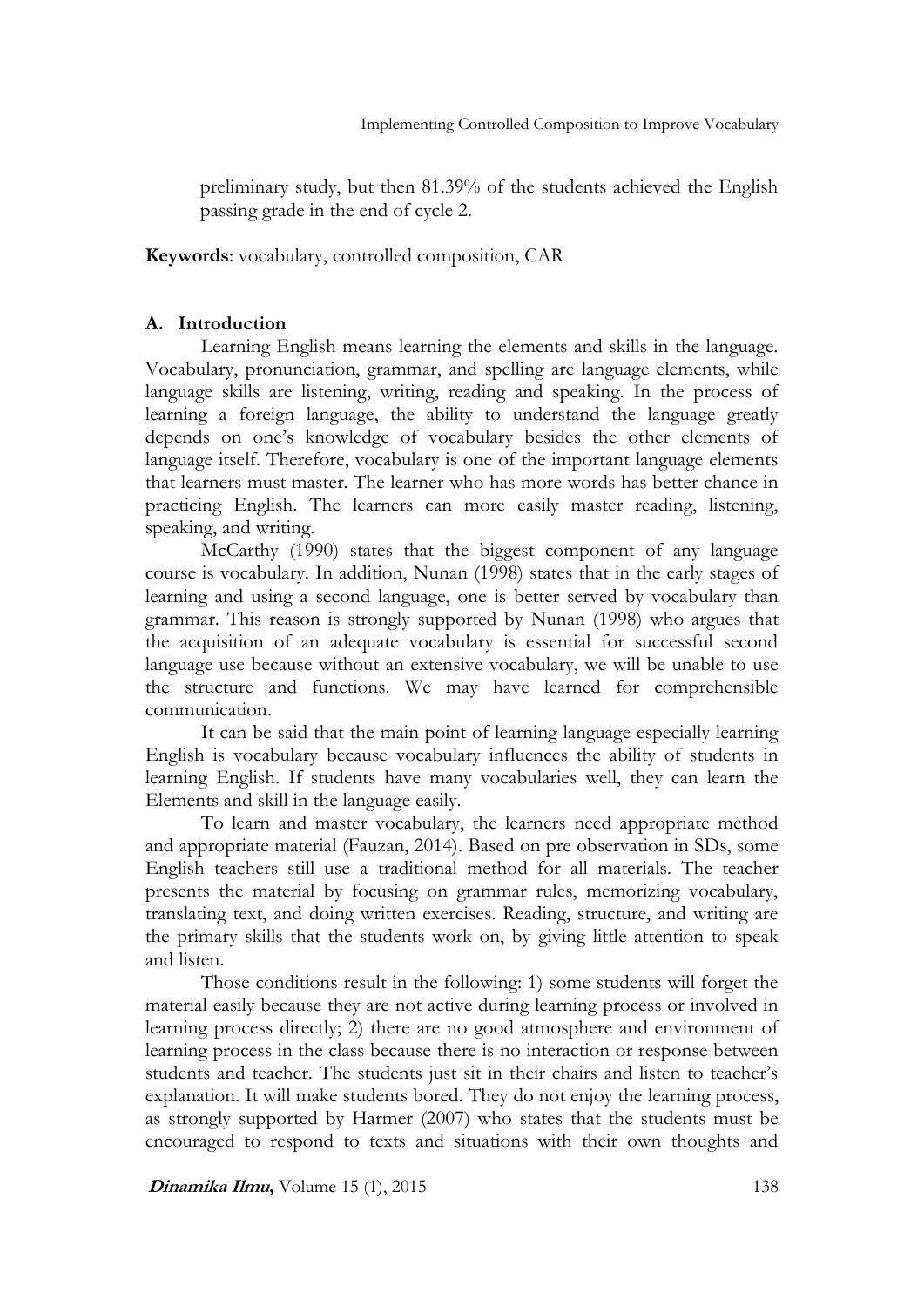preliminary study, but then 81.39% of the students achieved the English passing grade in the end of cycle 2.

**Keywords**: vocabulary, controlled composition, CAR

## A. Introduction

Learning English means learning the elements and skills in the language. Vocabulary, pronunciation, grammar, and spelling are language elements, while language skills are listening, writing, reading and speaking. In the process of learning a foreign language, the ability to understand the language greatly depends on one's knowledge of vocabulary besides the other elements of language itself. Therefore, vocabulary is one of the important language elements that learners must master. The learner who has more words has better chance in practicing English. The learners can more easily master reading, listening, speaking, and writing.

McCarthy (1990) states that the biggest component of any language course is vocabulary. In addition, Nunan (1998) states that in the early stages of learning and using a second language, one is better served by vocabulary than grammar. This reason is strongly supported by Nunan (1998) who argues that the acquisition of an adequate vocabulary is essential for successful second language use because without an extensive vocabulary, we will be unable to use the structure and functions. We may have learned for comprehensible communication.

It can be said that the main point of learning language especially learning English is vocabulary because vocabulary influences the ability of students in learning English. If students have many vocabularies well, they can learn the Elements and skill in the language easily.

To learn and master vocabulary, the learners need appropriate method and appropriate material (Fauzan, 2014). Based on pre observation in SDs, some English teachers still use a traditional method for all materials. The teacher presents the material by focusing on grammar rules, memorizing vocabulary, translating text, and doing written exercises. Reading, structure, and writing are the primary skills that the students work on, by giving little attention to speak and listen.

Those conditions result in the following: 1) some students will forget the material easily because they are not active during learning process or involved in learning process directly; 2) there are no good atmosphere and environment of learning process in the class because there is no interaction or response between students and teacher. The students just sit in their chairs and listen to teacher's explanation. It will make students bored. They do not enjoy the learning process, as strongly supported by Harmer (2007) who states that the students must be encouraged to respond to texts and situations with their own thoughts and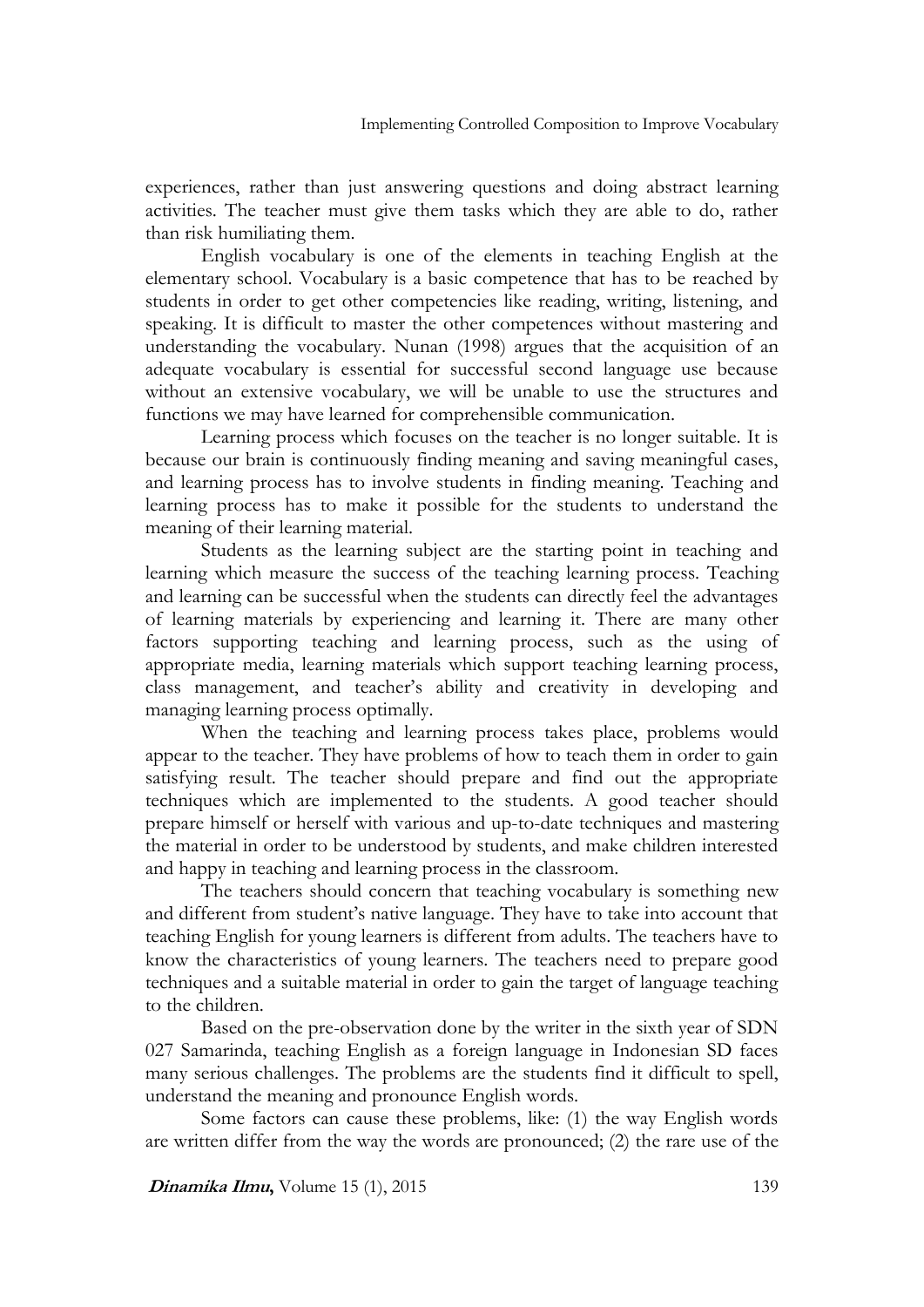experiences, rather than just answering questions and doing abstract learning activities. The teacher must give them tasks which they are able to do, rather than risk humiliating them.

English vocabulary is one of the elements in teaching English at the elementary school. Vocabulary is a basic competence that has to be reached by students in order to get other competencies like reading, writing, listening, and speaking. It is difficult to master the other competences without mastering and understanding the vocabulary. Nunan (1998) argues that the acquisition of an adequate vocabulary is essential for successful second language use because without an extensive vocabulary, we will be unable to use the structures and functions we may have learned for comprehensible communication.

Learning process which focuses on the teacher is no longer suitable. It is because our brain is continuously finding meaning and saving meaningful cases, and learning process has to involve students in finding meaning. Teaching and learning process has to make it possible for the students to understand the meaning of their learning material.

Students as the learning subject are the starting point in teaching and learning which measure the success of the teaching learning process. Teaching and learning can be successful when the students can directly feel the advantages of learning materials by experiencing and learning it. There are many other factors supporting teaching and learning process, such as the using of appropriate media, learning materials which support teaching learning process, class management, and teacher's ability and creativity in developing and managing learning process optimally.

When the teaching and learning process takes place, problems would appear to the teacher. They have problems of how to teach them in order to gain satisfying result. The teacher should prepare and find out the appropriate techniques which are implemented to the students. A good teacher should prepare himself or herself with various and up-to-date techniques and mastering the material in order to be understood by students, and make children interested and happy in teaching and learning process in the classroom.

The teachers should concern that teaching vocabulary is something new and different from student's native language. They have to take into account that teaching English for young learners is different from adults. The teachers have to know the characteristics of young learners. The teachers need to prepare good techniques and a suitable material in order to gain the target of language teaching to the children.

Based on the pre-observation done by the writer in the sixth year of SDN 027 Samarinda, teaching English as a foreign language in Indonesian SD faces many serious challenges. The problems are the students find it difficult to spell, understand the meaning and pronounce English words.

Some factors can cause these problems, like: (1) the way English words are written differ from the way the words are pronounced; (2) the rare use of the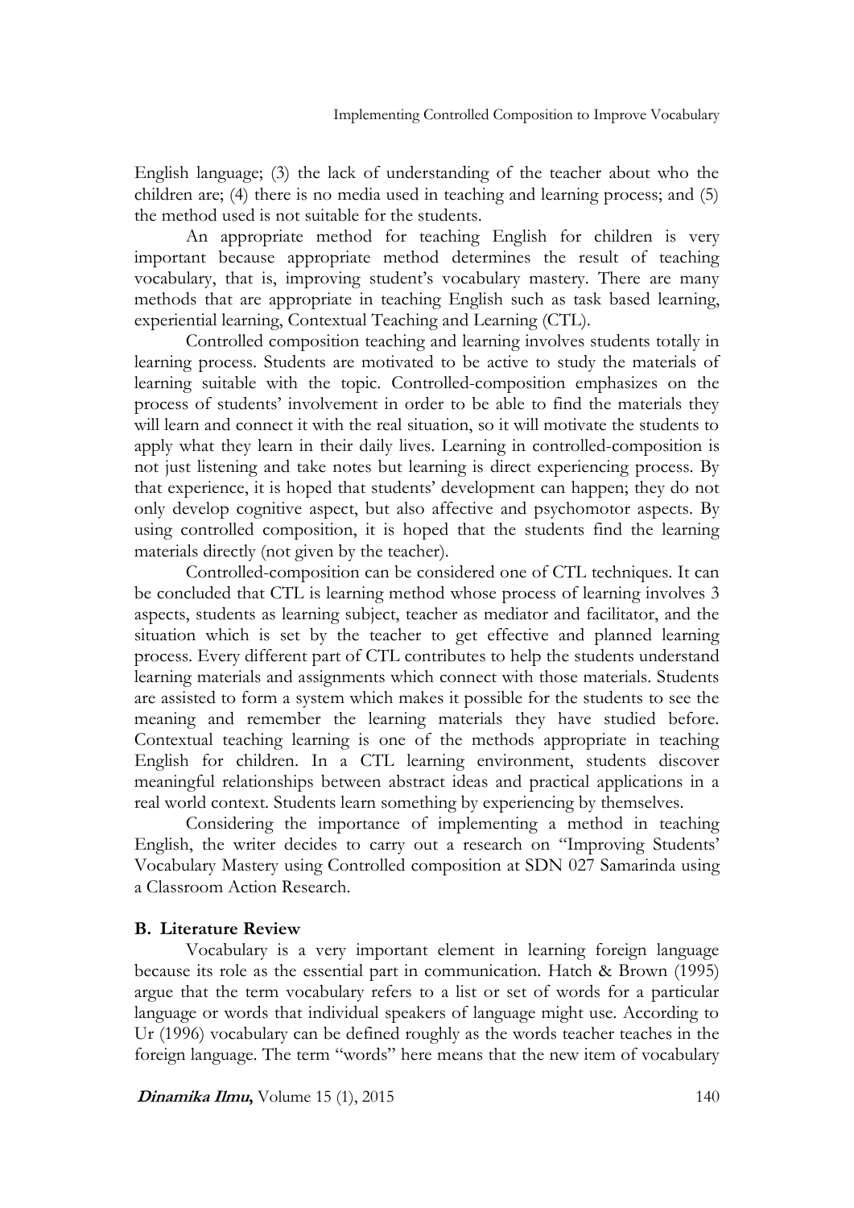English language; (3) the lack of understanding of the teacher about who the children are; (4) there is no media used in teaching and learning process; and (5) the method used is not suitable for the students.

An appropriate method for teaching English for children is very important because appropriate method determines the result of teaching vocabulary, that is, improving student's vocabulary mastery. There are many methods that are appropriate in teaching English such as task based learning, experiential learning, Contextual Teaching and Learning (CTL).

Controlled composition teaching and learning involves students totally in learning process. Students are motivated to be active to study the materials of learning suitable with the topic. Controlled-composition emphasizes on the process of students' involvement in order to be able to find the materials they will learn and connect it with the real situation, so it will motivate the students to apply what they learn in their daily lives. Learning in controlled-composition is not just listening and take notes but learning is direct experiencing process. By that experience, it is hoped that students' development can happen; they do not only develop cognitive aspect, but also affective and psychomotor aspects. By using controlled composition, it is hoped that the students find the learning materials directly (not given by the teacher).

Controlled-composition can be considered one of CTL techniques. It can be concluded that CTL is learning method whose process of learning involves 3 aspects, students as learning subject, teacher as mediator and facilitator, and the situation which is set by the teacher to get effective and planned learning process. Every different part of CTL contributes to help the students understand learning materials and assignments which connect with those materials. Students are assisted to form a system which makes it possible for the students to see the meaning and remember the learning materials they have studied before. Contextual teaching learning is one of the methods appropriate in teaching English for children. In a CTL learning environment, students discover meaningful relationships between abstract ideas and practical applications in a real world context. Students learn something by experiencing by themselves.

Considering the importance of implementing a method in teaching English, the writer decides to carry out a research on "Improving Students' Vocabulary Mastery using Controlled composition at SDN 027 Samarinda using a Classroom Action Research.

## B. Literature Review

Vocabulary is a very important element in learning foreign language because its role as the essential part in communication. Hatch & Brown (1995) argue that the term vocabulary refers to a list or set of words for a particular language or words that individual speakers of language might use. According to Ur (1996) vocabulary can be defined roughly as the words teacher teaches in the foreign language. The term "words" here means that the new item of vocabulary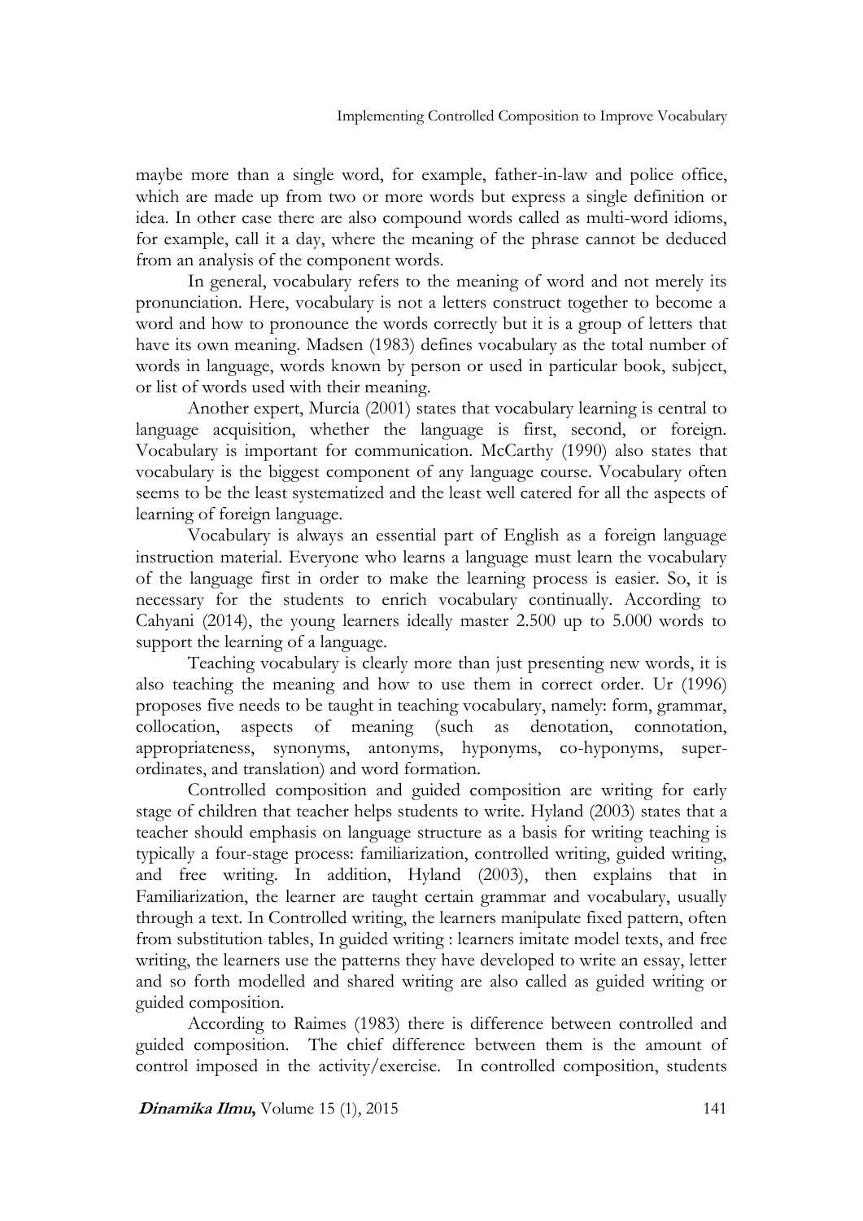maybe more than a single word, for example, father-in-law and police office, which are made up from two or more words but express a single definition or idea. In other case there are also compound words called as multi-word idioms, for example, call it a day, where the meaning of the phrase cannot be deduced from an analysis of the component words.

In general, vocabulary refers to the meaning of word and not merely its pronunciation. Here, vocabulary is not a letters construct together to become a word and how to pronounce the words correctly but it is a group of letters that have its own meaning. Madsen (1983) defines vocabulary as the total number of words in language, words known by person or used in particular book, subject, or list of words used with their meaning.

Another expert, Murcia (2001) states that vocabulary learning is central to language acquisition, whether the language is first, second, or foreign. Vocabulary is important for communication. McCarthy (1990) also states that vocabulary is the biggest component of any language course. Vocabulary often seems to be the least systematized and the least well catered for all the aspects of learning of foreign language.

Vocabulary is always an essential part of English as a foreign language instruction material. Everyone who learns a language must learn the vocabulary of the language first in order to make the learning process is easier. So, it is necessary for the students to enrich vocabulary continually. According to Cahyani (2014), the young learners ideally master 2.500 up to 5.000 words to support the learning of a language.

Teaching vocabulary is clearly more than just presenting new words, it is also teaching the meaning and how to use them in correct order. Ur (1996) proposes five needs to be taught in teaching vocabulary, namely: form, grammar, collocation, aspects of meaning (such as denotation, connotation, appropriateness, synonyms, antonyms, hyponyms, co-hyponyms, super-ordinates, and translation) and word formation.

Controlled composition and guided composition are writing for early stage of children that teacher helps students to write. Hyland (2003) states that a teacher should emphasis on language structure as a basis for writing teaching is typically a four-stage process: familiarization, controlled writing, guided writing, and free writing. In addition, Hyland (2003), then explains that in Familiarization, the learner are taught certain grammar and vocabulary, usually through a text. In Controlled writing, the learners manipulate fixed pattern, often from substitution tables, In guided writing : learners imitate model texts, and free writing, the learners use the patterns they have developed to write an essay, letter and so forth modelled and shared writing are also called as guided writing or guided composition.

According to Raimes (1983) there is difference between controlled and guided composition. The chief difference between them is the amount of control imposed in the activity/exercise. In controlled composition, students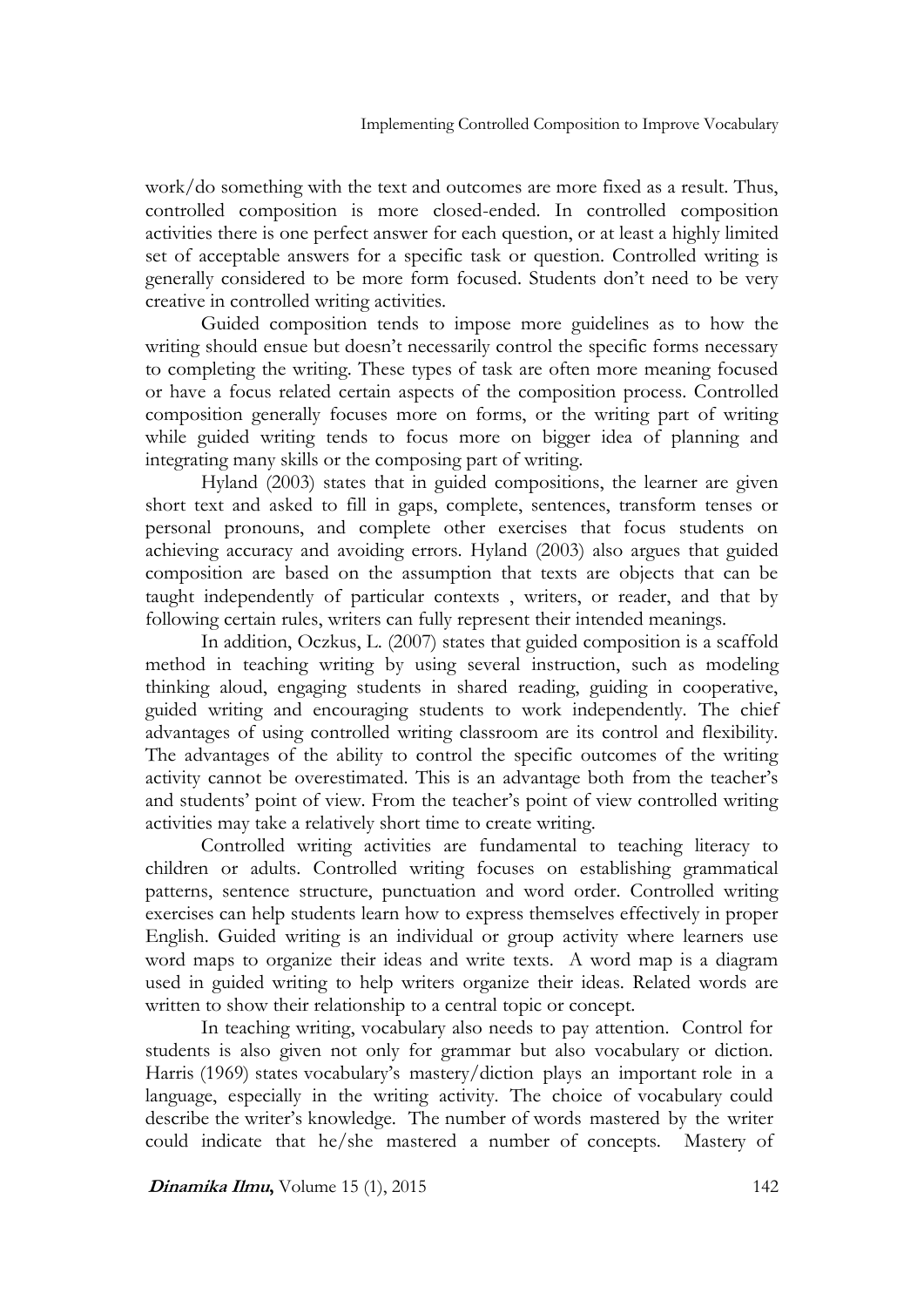work/do something with the text and outcomes are more fixed as a result. Thus, controlled composition is more closed-ended. In controlled composition activities there is one perfect answer for each question, or at least a highly limited set of acceptable answers for a specific task or question. Controlled writing is generally considered to be more form focused. Students don't need to be very creative in controlled writing activities.

Guided composition tends to impose more guidelines as to how the writing should ensue but doesn't necessarily control the specific forms necessary to completing the writing. These types of task are often more meaning focused or have a focus related certain aspects of the composition process. Controlled composition generally focuses more on forms, or the writing part of writing while guided writing tends to focus more on bigger idea of planning and integrating many skills or the composing part of writing.

Hyland (2003) states that in guided compositions, the learner are given short text and asked to fill in gaps, complete, sentences, transform tenses or personal pronouns, and complete other exercises that focus students on achieving accuracy and avoiding errors. Hyland (2003) also argues that guided composition are based on the assumption that texts are objects that can be taught independently of particular contexts , writers, or reader, and that by following certain rules, writers can fully represent their intended meanings.

In addition, Oczkus, L. (2007) states that guided composition is a scaffold method in teaching writing by using several instruction, such as modeling thinking aloud, engaging students in shared reading, guiding in cooperative, guided writing and encouraging students to work independently. The chief advantages of using controlled writing classroom are its control and flexibility. The advantages of the ability to control the specific outcomes of the writing activity cannot be overestimated. This is an advantage both from the teacher's and students' point of view. From the teacher's point of view controlled writing activities may take a relatively short time to create writing.

Controlled writing activities are fundamental to teaching literacy to children or adults. Controlled writing focuses on establishing grammatical patterns, sentence structure, punctuation and word order. Controlled writing exercises can help students learn how to express themselves effectively in proper English. Guided writing is an individual or group activity where learners use word maps to organize their ideas and write texts. A word map is a diagram used in guided writing to help writers organize their ideas. Related words are written to show their relationship to a central topic or concept.

In teaching writing, vocabulary also needs to pay attention. Control for students is also given not only for grammar but also vocabulary or diction. Harris (1969) states vocabulary's mastery/diction plays an important role in a language, especially in the writing activity. The choice of vocabulary could describe the writer's knowledge. The number of words mastered by the writer could indicate that he/she mastered a number of concepts. Mastery of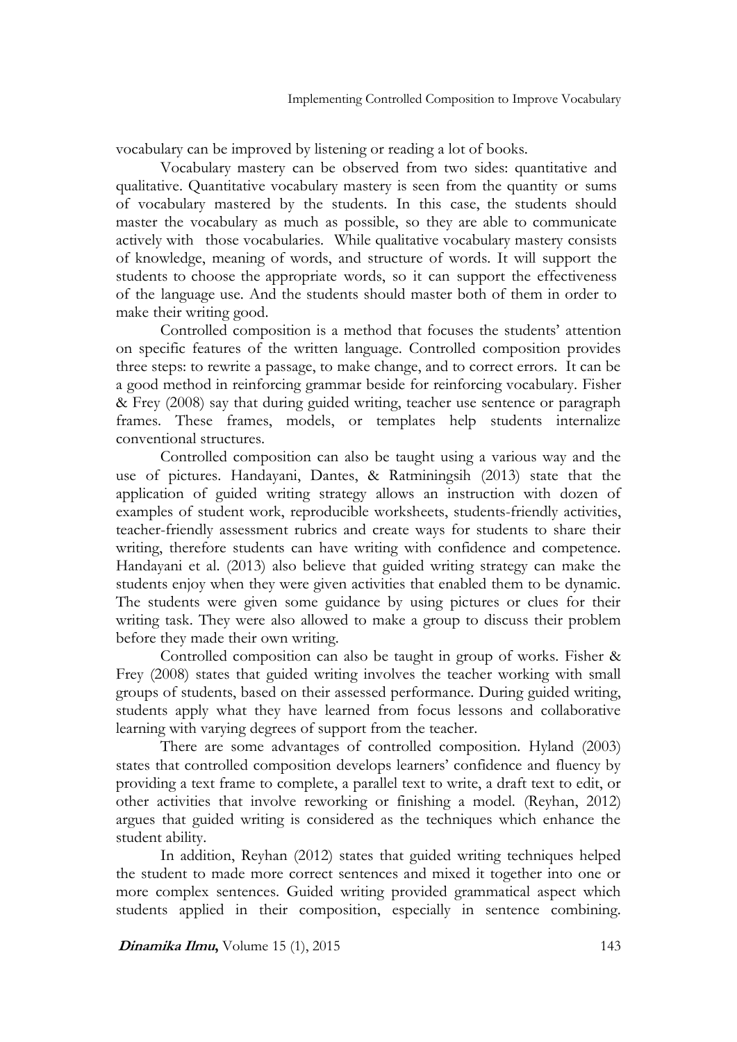vocabulary can be improved by listening or reading a lot of books.

Vocabulary mastery can be observed from two sides: quantitative and qualitative. Quantitative vocabulary mastery is seen from the quantity or sums of vocabulary mastered by the students. In this case, the students should master the vocabulary as much as possible, so they are able to communicate actively with those vocabularies. While qualitative vocabulary mastery consists of knowledge, meaning of words, and structure of words. It will support the students to choose the appropriate words, so it can support the effectiveness of the language use. And the students should master both of them in order to make their writing good.

Controlled composition is a method that focuses the students' attention on specific features of the written language. Controlled composition provides three steps: to rewrite a passage, to make change, and to correct errors. It can be a good method in reinforcing grammar beside for reinforcing vocabulary. Fisher & Frey (2008) say that during guided writing, teacher use sentence or paragraph frames. These frames, models, or templates help students internalize conventional structures.

Controlled composition can also be taught using a various way and the use of pictures. Handayani, Dantes, & Ratminingsih (2013) state that the application of guided writing strategy allows an instruction with dozen of examples of student work, reproducible worksheets, students-friendly activities, teacher-friendly assessment rubrics and create ways for students to share their writing, therefore students can have writing with confidence and competence. Handayani et al. (2013) also believe that guided writing strategy can make the students enjoy when they were given activities that enabled them to be dynamic. The students were given some guidance by using pictures or clues for their writing task. They were also allowed to make a group to discuss their problem before they made their own writing.

Controlled composition can also be taught in group of works. Fisher & Frey (2008) states that guided writing involves the teacher working with small groups of students, based on their assessed performance. During guided writing, students apply what they have learned from focus lessons and collaborative learning with varying degrees of support from the teacher.

There are some advantages of controlled composition. Hyland (2003) states that controlled composition develops learners' confidence and fluency by providing a text frame to complete, a parallel text to write, a draft text to edit, or other activities that involve reworking or finishing a model. (Reyhan, 2012) argues that guided writing is considered as the techniques which enhance the student ability.

In addition, Reyhan (2012) states that guided writing techniques helped the student to made more correct sentences and mixed it together into one or more complex sentences. Guided writing provided grammatical aspect which students applied in their composition, especially in sentence combining.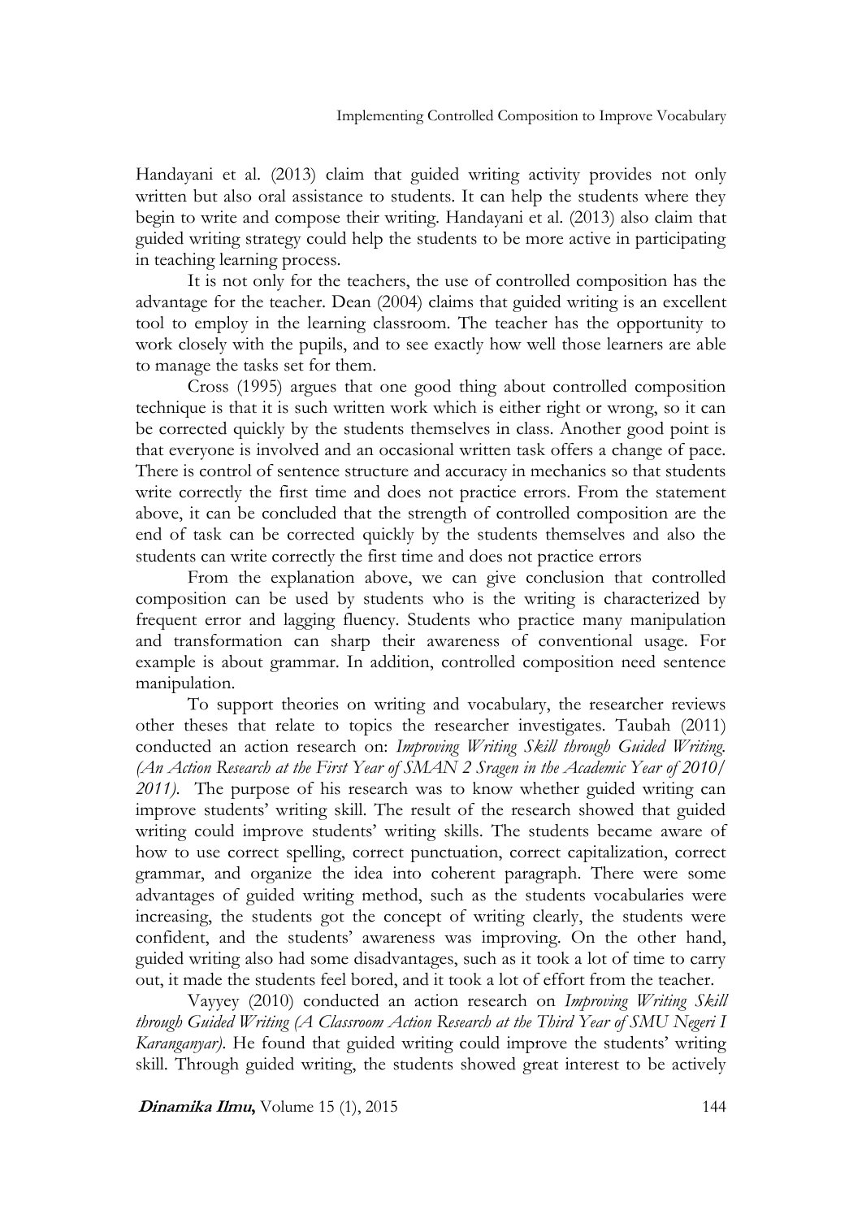Handayani et al. (2013) claim that guided writing activity provides not only written but also oral assistance to students. It can help the students where they begin to write and compose their writing. Handayani et al. (2013) also claim that guided writing strategy could help the students to be more active in participating in teaching learning process.

It is not only for the teachers, the use of controlled composition has the advantage for the teacher. Dean (2004) claims that guided writing is an excellent tool to employ in the learning classroom. The teacher has the opportunity to work closely with the pupils, and to see exactly how well those learners are able to manage the tasks set for them.

Cross (1995) argues that one good thing about controlled composition technique is that it is such written work which is either right or wrong, so it can be corrected quickly by the students themselves in class. Another good point is that everyone is involved and an occasional written task offers a change of pace. There is control of sentence structure and accuracy in mechanics so that students write correctly the first time and does not practice errors. From the statement above, it can be concluded that the strength of controlled composition are the end of task can be corrected quickly by the students themselves and also the students can write correctly the first time and does not practice errors

From the explanation above, we can give conclusion that controlled composition can be used by students who is the writing is characterized by frequent error and lagging fluency. Students who practice many manipulation and transformation can sharp their awareness of conventional usage. For example is about grammar. In addition, controlled composition need sentence manipulation.

To support theories on writing and vocabulary, the researcher reviews other theses that relate to topics the researcher investigates. Taubah (2011) conducted an action research on: *Improving Writing Skill through Guided Writing. (An Action Research at the First Year of SMAN 2 Sragen in the Academic Year of 2010/ 2011).* The purpose of his research was to know whether guided writing can improve students' writing skill. The result of the research showed that guided writing could improve students' writing skills. The students became aware of how to use correct spelling, correct punctuation, correct capitalization, correct grammar, and organize the idea into coherent paragraph. There were some advantages of guided writing method, such as the students vocabularies were increasing, the students got the concept of writing clearly, the students were confident, and the students' awareness was improving. On the other hand, guided writing also had some disadvantages, such as it took a lot of time to carry out, it made the students feel bored, and it took a lot of effort from the teacher.

Vayyey (2010) conducted an action research on *Improving Writing Skill through Guided Writing (A Classroom Action Research at the Third Year of SMU Negeri I Karanganyar).* He found that guided writing could improve the students' writing skill. Through guided writing, the students showed great interest to be actively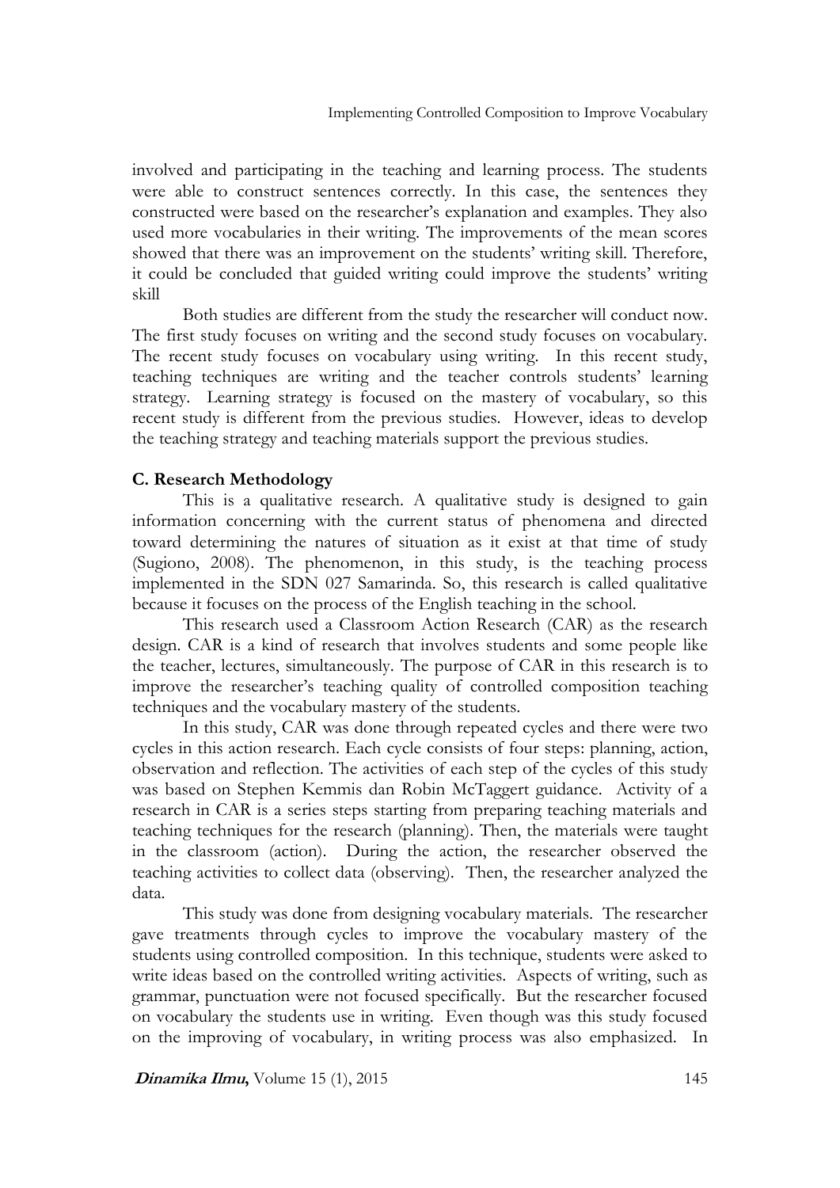involved and participating in the teaching and learning process. The students were able to construct sentences correctly. In this case, the sentences they constructed were based on the researcher's explanation and examples. They also used more vocabularies in their writing. The improvements of the mean scores showed that there was an improvement on the students' writing skill. Therefore, it could be concluded that guided writing could improve the students' writing skill

Both studies are different from the study the researcher will conduct now. The first study focuses on writing and the second study focuses on vocabulary. The recent study focuses on vocabulary using writing. In this recent study, teaching techniques are writing and the teacher controls students' learning strategy. Learning strategy is focused on the mastery of vocabulary, so this recent study is different from the previous studies. However, ideas to develop the teaching strategy and teaching materials support the previous studies.

## C. Research Methodology

This is a qualitative research. A qualitative study is designed to gain information concerning with the current status of phenomena and directed toward determining the natures of situation as it exist at that time of study (Sugiono, 2008). The phenomenon, in this study, is the teaching process implemented in the SDN 027 Samarinda. So, this research is called qualitative because it focuses on the process of the English teaching in the school.

This research used a Classroom Action Research (CAR) as the research design. CAR is a kind of research that involves students and some people like the teacher, lectures, simultaneously. The purpose of CAR in this research is to improve the researcher's teaching quality of controlled composition teaching techniques and the vocabulary mastery of the students.

In this study, CAR was done through repeated cycles and there were two cycles in this action research. Each cycle consists of four steps: planning, action, observation and reflection. The activities of each step of the cycles of this study was based on Stephen Kemmis dan Robin McTaggert guidance. Activity of a research in CAR is a series steps starting from preparing teaching materials and teaching techniques for the research (planning). Then, the materials were taught in the classroom (action). During the action, the researcher observed the teaching activities to collect data (observing). Then, the researcher analyzed the data.

This study was done from designing vocabulary materials. The researcher gave treatments through cycles to improve the vocabulary mastery of the students using controlled composition. In this technique, students were asked to write ideas based on the controlled writing activities. Aspects of writing, such as grammar, punctuation were not focused specifically. But the researcher focused on vocabulary the students use in writing. Even though was this study focused on the improving of vocabulary, in writing process was also emphasized. In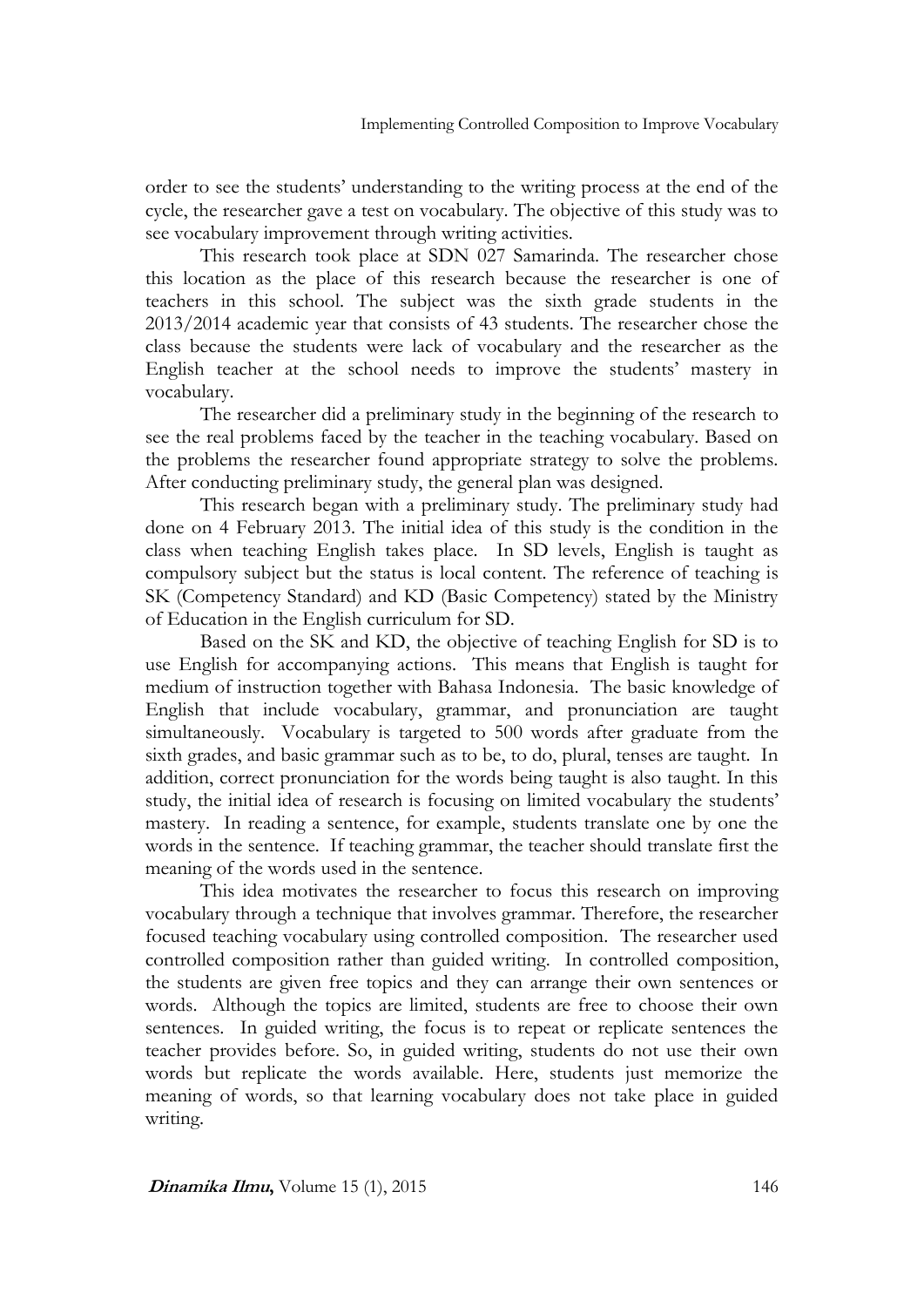order to see the students' understanding to the writing process at the end of the cycle, the researcher gave a test on vocabulary. The objective of this study was to see vocabulary improvement through writing activities.

This research took place at SDN 027 Samarinda. The researcher chose this location as the place of this research because the researcher is one of teachers in this school. The subject was the sixth grade students in the 2013/2014 academic year that consists of 43 students. The researcher chose the class because the students were lack of vocabulary and the researcher as the English teacher at the school needs to improve the students' mastery in vocabulary.

The researcher did a preliminary study in the beginning of the research to see the real problems faced by the teacher in the teaching vocabulary. Based on the problems the researcher found appropriate strategy to solve the problems. After conducting preliminary study, the general plan was designed.

This research began with a preliminary study. The preliminary study had done on 4 February 2013. The initial idea of this study is the condition in the class when teaching English takes place. In SD levels, English is taught as compulsory subject but the status is local content. The reference of teaching is SK (Competency Standard) and KD (Basic Competency) stated by the Ministry of Education in the English curriculum for SD.

Based on the SK and KD, the objective of teaching English for SD is to use English for accompanying actions. This means that English is taught for medium of instruction together with Bahasa Indonesia. The basic knowledge of English that include vocabulary, grammar, and pronunciation are taught simultaneously. Vocabulary is targeted to 500 words after graduate from the sixth grades, and basic grammar such as to be, to do, plural, tenses are taught. In addition, correct pronunciation for the words being taught is also taught. In this study, the initial idea of research is focusing on limited vocabulary the students' mastery. In reading a sentence, for example, students translate one by one the words in the sentence. If teaching grammar, the teacher should translate first the meaning of the words used in the sentence.

This idea motivates the researcher to focus this research on improving vocabulary through a technique that involves grammar. Therefore, the researcher focused teaching vocabulary using controlled composition. The researcher used controlled composition rather than guided writing. In controlled composition, the students are given free topics and they can arrange their own sentences or words. Although the topics are limited, students are free to choose their own sentences. In guided writing, the focus is to repeat or replicate sentences the teacher provides before. So, in guided writing, students do not use their own words but replicate the words available. Here, students just memorize the meaning of words, so that learning vocabulary does not take place in guided writing.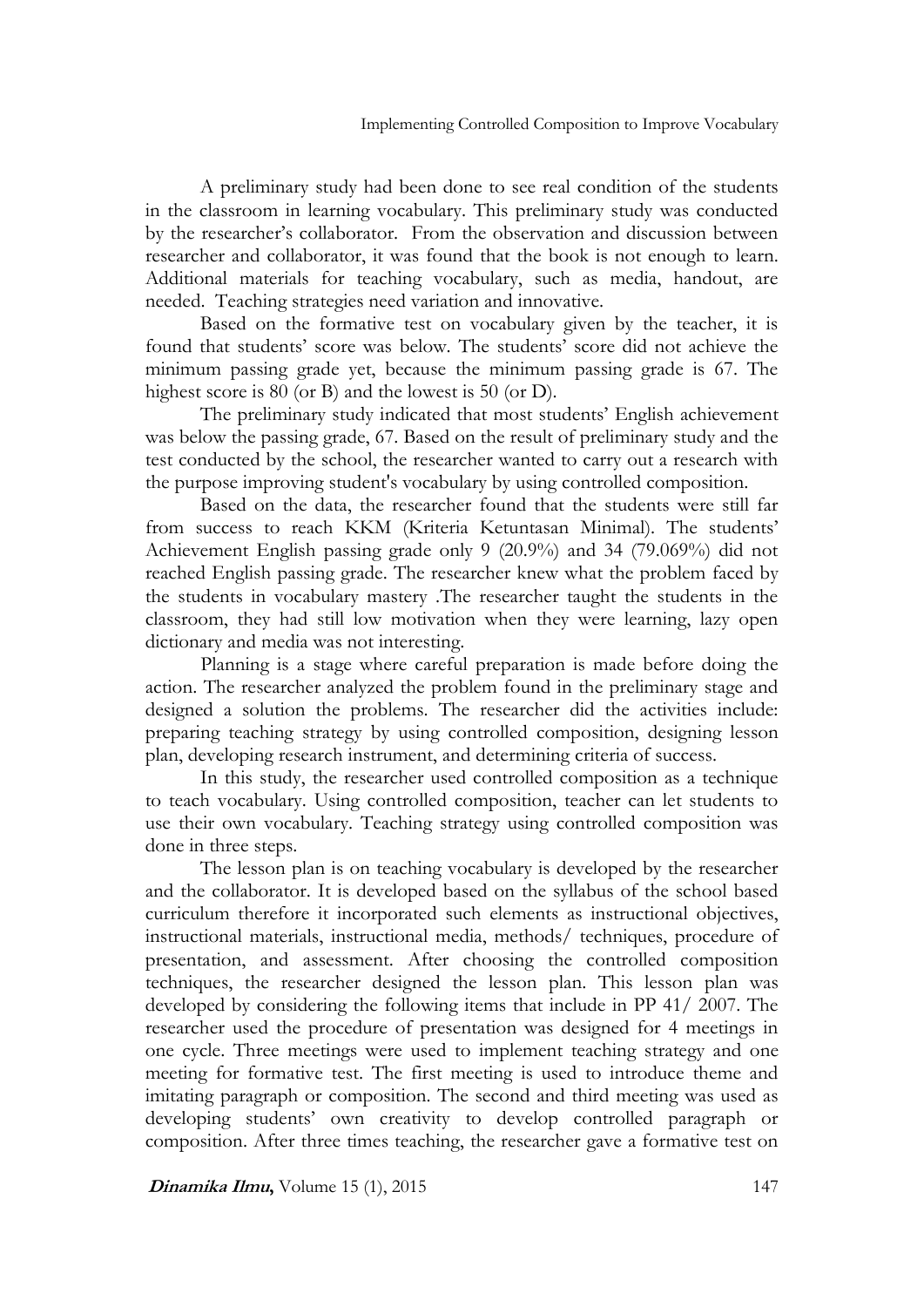A preliminary study had been done to see real condition of the students in the classroom in learning vocabulary. This preliminary study was conducted by the researcher's collaborator. From the observation and discussion between researcher and collaborator, it was found that the book is not enough to learn. Additional materials for teaching vocabulary, such as media, handout, are needed. Teaching strategies need variation and innovative.

Based on the formative test on vocabulary given by the teacher, it is found that students' score was below. The students' score did not achieve the minimum passing grade yet, because the minimum passing grade is 67. The highest score is 80 (or B) and the lowest is 50 (or D).

The preliminary study indicated that most students' English achievement was below the passing grade, 67. Based on the result of preliminary study and the test conducted by the school, the researcher wanted to carry out a research with the purpose improving student's vocabulary by using controlled composition.

Based on the data, the researcher found that the students were still far from success to reach KKM (Kriteria Ketuntasan Minimal). The students' Achievement English passing grade only 9 (20.9%) and 34 (79.069%) did not reached English passing grade. The researcher knew what the problem faced by the students in vocabulary mastery .The researcher taught the students in the classroom, they had still low motivation when they were learning, lazy open dictionary and media was not interesting.

Planning is a stage where careful preparation is made before doing the action. The researcher analyzed the problem found in the preliminary stage and designed a solution the problems. The researcher did the activities include: preparing teaching strategy by using controlled composition, designing lesson plan, developing research instrument, and determining criteria of success.

In this study, the researcher used controlled composition as a technique to teach vocabulary. Using controlled composition, teacher can let students to use their own vocabulary. Teaching strategy using controlled composition was done in three steps.

The lesson plan is on teaching vocabulary is developed by the researcher and the collaborator. It is developed based on the syllabus of the school based curriculum therefore it incorporated such elements as instructional objectives, instructional materials, instructional media, methods/ techniques, procedure of presentation, and assessment. After choosing the controlled composition techniques, the researcher designed the lesson plan. This lesson plan was developed by considering the following items that include in PP 41/ 2007. The researcher used the procedure of presentation was designed for 4 meetings in one cycle. Three meetings were used to implement teaching strategy and one meeting for formative test. The first meeting is used to introduce theme and imitating paragraph or composition. The second and third meeting was used as developing students' own creativity to develop controlled paragraph or composition. After three times teaching, the researcher gave a formative test on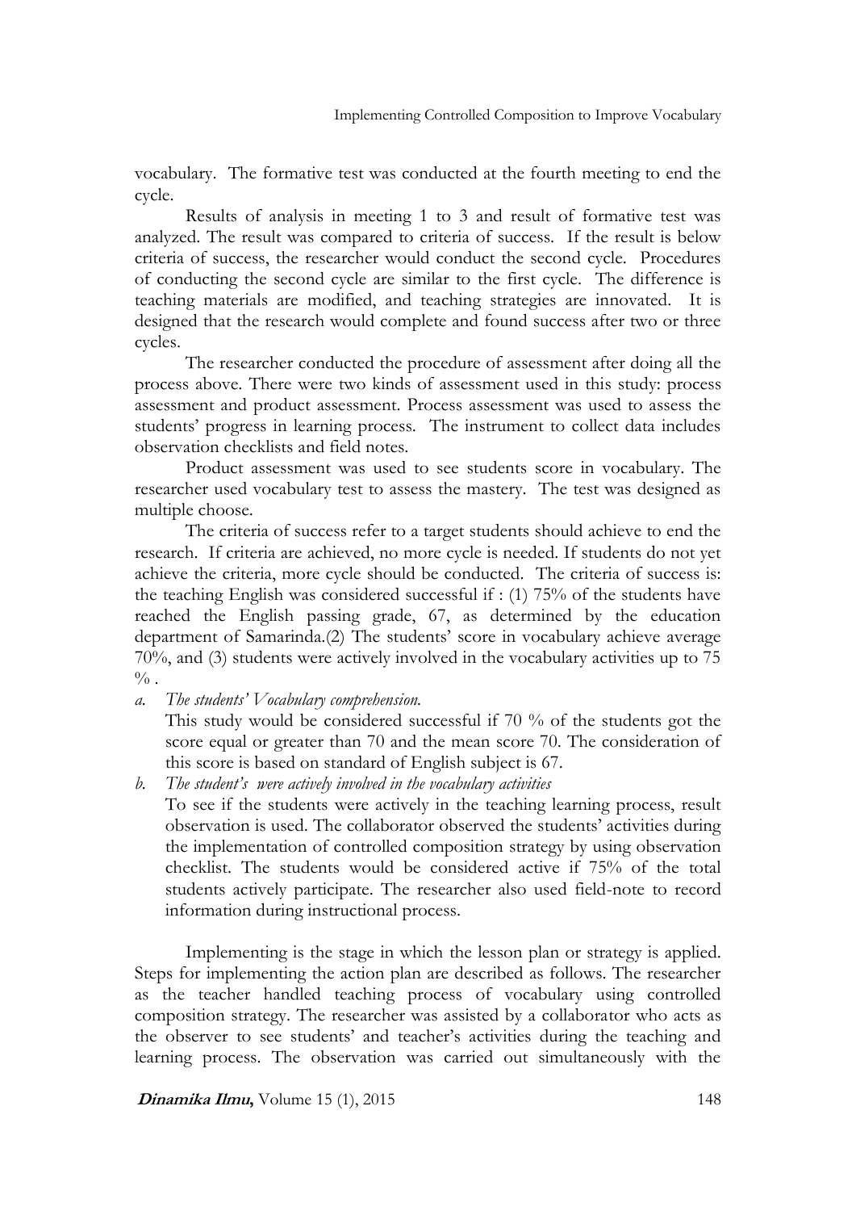vocabulary. The formative test was conducted at the fourth meeting to end the cycle.

Results of analysis in meeting 1 to 3 and result of formative test was analyzed. The result was compared to criteria of success. If the result is below criteria of success, the researcher would conduct the second cycle. Procedures of conducting the second cycle are similar to the first cycle. The difference is teaching materials are modified, and teaching strategies are innovated. It is designed that the research would complete and found success after two or three cycles.

The researcher conducted the procedure of assessment after doing all the process above. There were two kinds of assessment used in this study: process assessment and product assessment. Process assessment was used to assess the students' progress in learning process. The instrument to collect data includes observation checklists and field notes.

Product assessment was used to see students score in vocabulary. The researcher used vocabulary test to assess the mastery. The test was designed as multiple choose.

The criteria of success refer to a target students should achieve to end the research. If criteria are achieved, no more cycle is needed. If students do not yet achieve the criteria, more cycle should be conducted. The criteria of success is: the teaching English was considered successful if : (1) 75% of the students have reached the English passing grade, 67, as determined by the education department of Samarinda.(2) The students' score in vocabulary achieve average 70%, and (3) students were actively involved in the vocabulary activities up to 75 % .

a. *The students' Vocabulary comprehension.*
   This study would be considered successful if 70 % of the students got the score equal or greater than 70 and the mean score 70. The consideration of this score is based on standard of English subject is 67.
b. *The student's were actively involved in the vocabulary activities*
   To see if the students were actively in the teaching learning process, result observation is used. The collaborator observed the students' activities during the implementation of controlled composition strategy by using observation checklist. The students would be considered active if 75% of the total students actively participate. The researcher also used field-note to record information during instructional process.

Implementing is the stage in which the lesson plan or strategy is applied. Steps for implementing the action plan are described as follows. The researcher as the teacher handled teaching process of vocabulary using controlled composition strategy. The researcher was assisted by a collaborator who acts as the observer to see students' and teacher's activities during the teaching and learning process. The observation was carried out simultaneously with the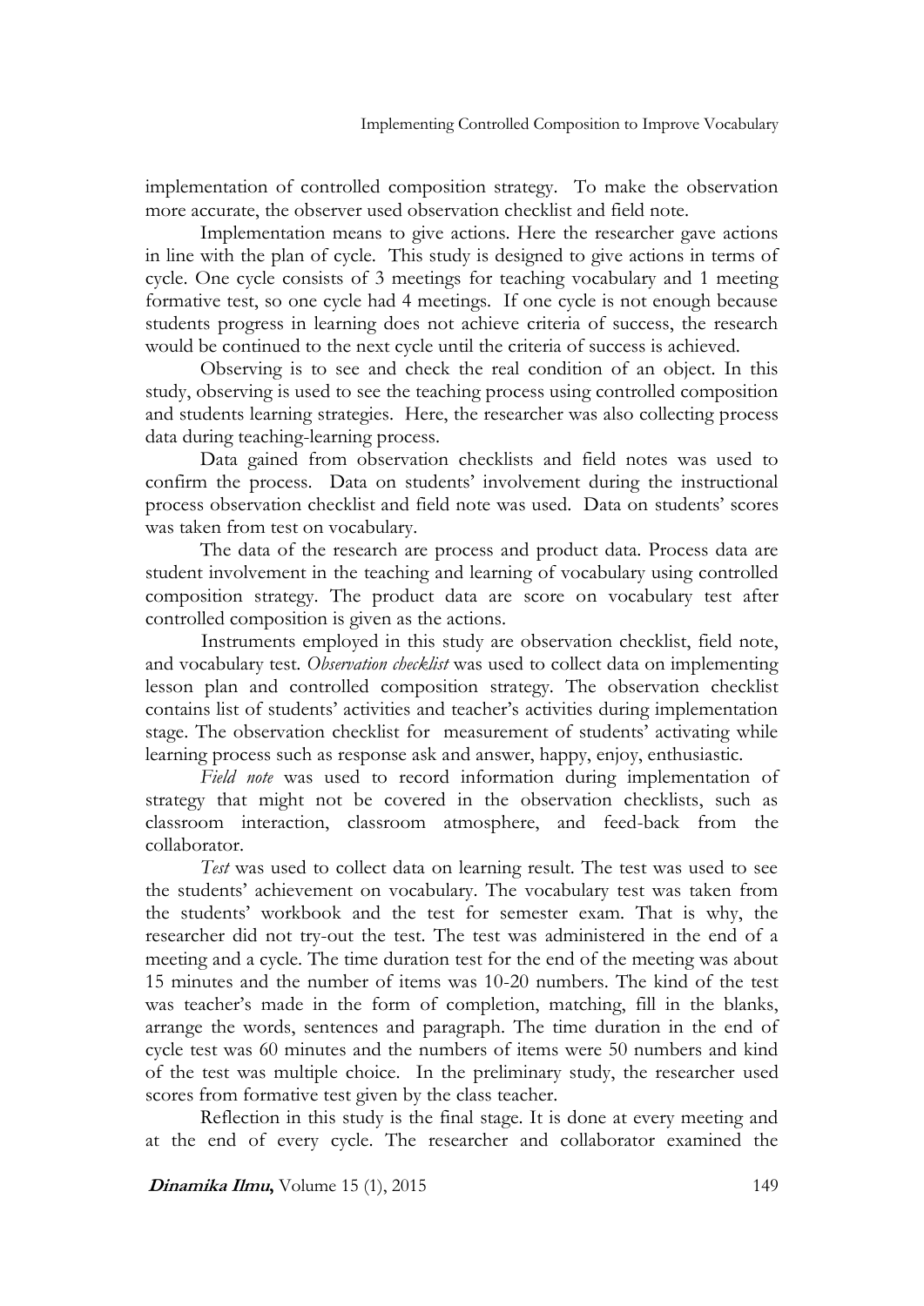implementation of controlled composition strategy. To make the observation more accurate, the observer used observation checklist and field note.

Implementation means to give actions. Here the researcher gave actions in line with the plan of cycle. This study is designed to give actions in terms of cycle. One cycle consists of 3 meetings for teaching vocabulary and 1 meeting formative test, so one cycle had 4 meetings. If one cycle is not enough because students progress in learning does not achieve criteria of success, the research would be continued to the next cycle until the criteria of success is achieved.

Observing is to see and check the real condition of an object. In this study, observing is used to see the teaching process using controlled composition and students learning strategies. Here, the researcher was also collecting process data during teaching-learning process.

Data gained from observation checklists and field notes was used to confirm the process. Data on students' involvement during the instructional process observation checklist and field note was used. Data on students' scores was taken from test on vocabulary.

The data of the research are process and product data. Process data are student involvement in the teaching and learning of vocabulary using controlled composition strategy. The product data are score on vocabulary test after controlled composition is given as the actions.

Instruments employed in this study are observation checklist, field note, and vocabulary test. *Observation checklist* was used to collect data on implementing lesson plan and controlled composition strategy. The observation checklist contains list of students' activities and teacher's activities during implementation stage. The observation checklist for measurement of students' activating while learning process such as response ask and answer, happy, enjoy, enthusiastic.

*Field note* was used to record information during implementation of strategy that might not be covered in the observation checklists, such as classroom interaction, classroom atmosphere, and feed-back from the collaborator.

*Test* was used to collect data on learning result. The test was used to see the students' achievement on vocabulary. The vocabulary test was taken from the students' workbook and the test for semester exam. That is why, the researcher did not try-out the test. The test was administered in the end of a meeting and a cycle. The time duration test for the end of the meeting was about 15 minutes and the number of items was 10-20 numbers. The kind of the test was teacher's made in the form of completion, matching, fill in the blanks, arrange the words, sentences and paragraph. The time duration in the end of cycle test was 60 minutes and the numbers of items were 50 numbers and kind of the test was multiple choice. In the preliminary study, the researcher used scores from formative test given by the class teacher.

Reflection in this study is the final stage. It is done at every meeting and at the end of every cycle. The researcher and collaborator examined the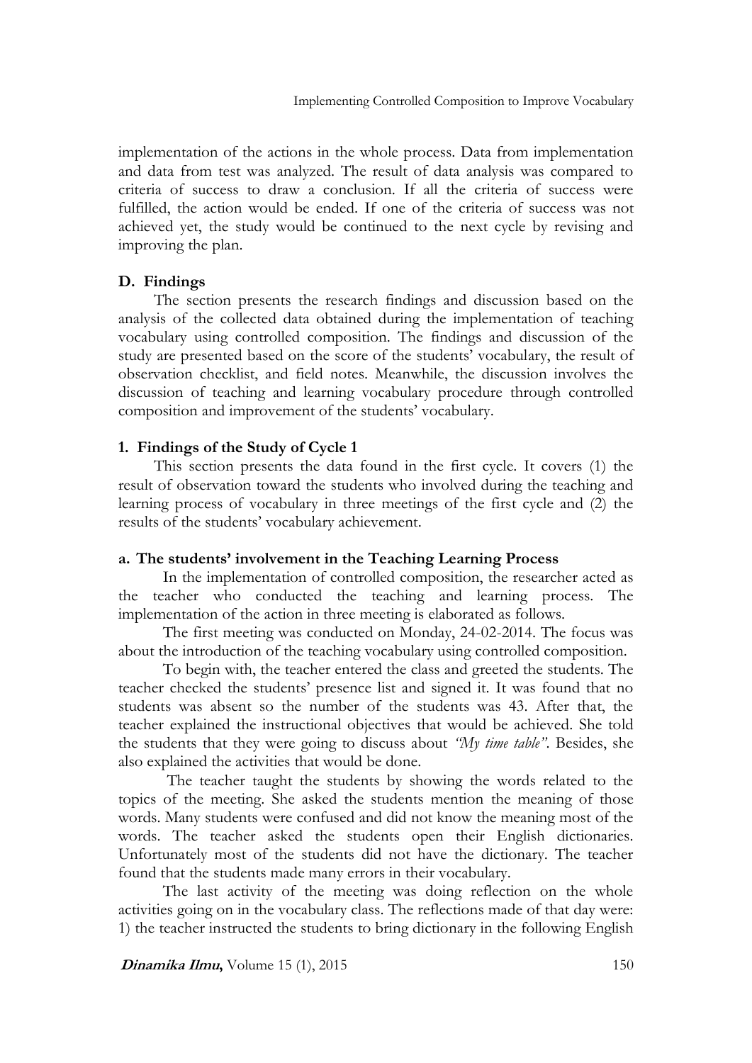implementation of the actions in the whole process. Data from implementation and data from test was analyzed. The result of data analysis was compared to criteria of success to draw a conclusion. If all the criteria of success were fulfilled, the action would be ended. If one of the criteria of success was not achieved yet, the study would be continued to the next cycle by revising and improving the plan.

## D. Findings

The section presents the research findings and discussion based on the analysis of the collected data obtained during the implementation of teaching vocabulary using controlled composition. The findings and discussion of the study are presented based on the score of the students' vocabulary, the result of observation checklist, and field notes. Meanwhile, the discussion involves the discussion of teaching and learning vocabulary procedure through controlled composition and improvement of the students' vocabulary.

### 1. Findings of the Study of Cycle 1

This section presents the data found in the first cycle. It covers (1) the result of observation toward the students who involved during the teaching and learning process of vocabulary in three meetings of the first cycle and (2) the results of the students' vocabulary achievement.

#### a. The students' involvement in the Teaching Learning Process

In the implementation of controlled composition, the researcher acted as the teacher who conducted the teaching and learning process. The implementation of the action in three meeting is elaborated as follows.

The first meeting was conducted on Monday, 24-02-2014. The focus was about the introduction of the teaching vocabulary using controlled composition.

To begin with, the teacher entered the class and greeted the students. The teacher checked the students' presence list and signed it. It was found that no students was absent so the number of the students was 43. After that, the teacher explained the instructional objectives that would be achieved. She told the students that they were going to discuss about *"My time table"*. Besides, she also explained the activities that would be done.

The teacher taught the students by showing the words related to the topics of the meeting. She asked the students mention the meaning of those words. Many students were confused and did not know the meaning most of the words. The teacher asked the students open their English dictionaries. Unfortunately most of the students did not have the dictionary. The teacher found that the students made many errors in their vocabulary.

The last activity of the meeting was doing reflection on the whole activities going on in the vocabulary class. The reflections made of that day were: 1) the teacher instructed the students to bring dictionary in the following English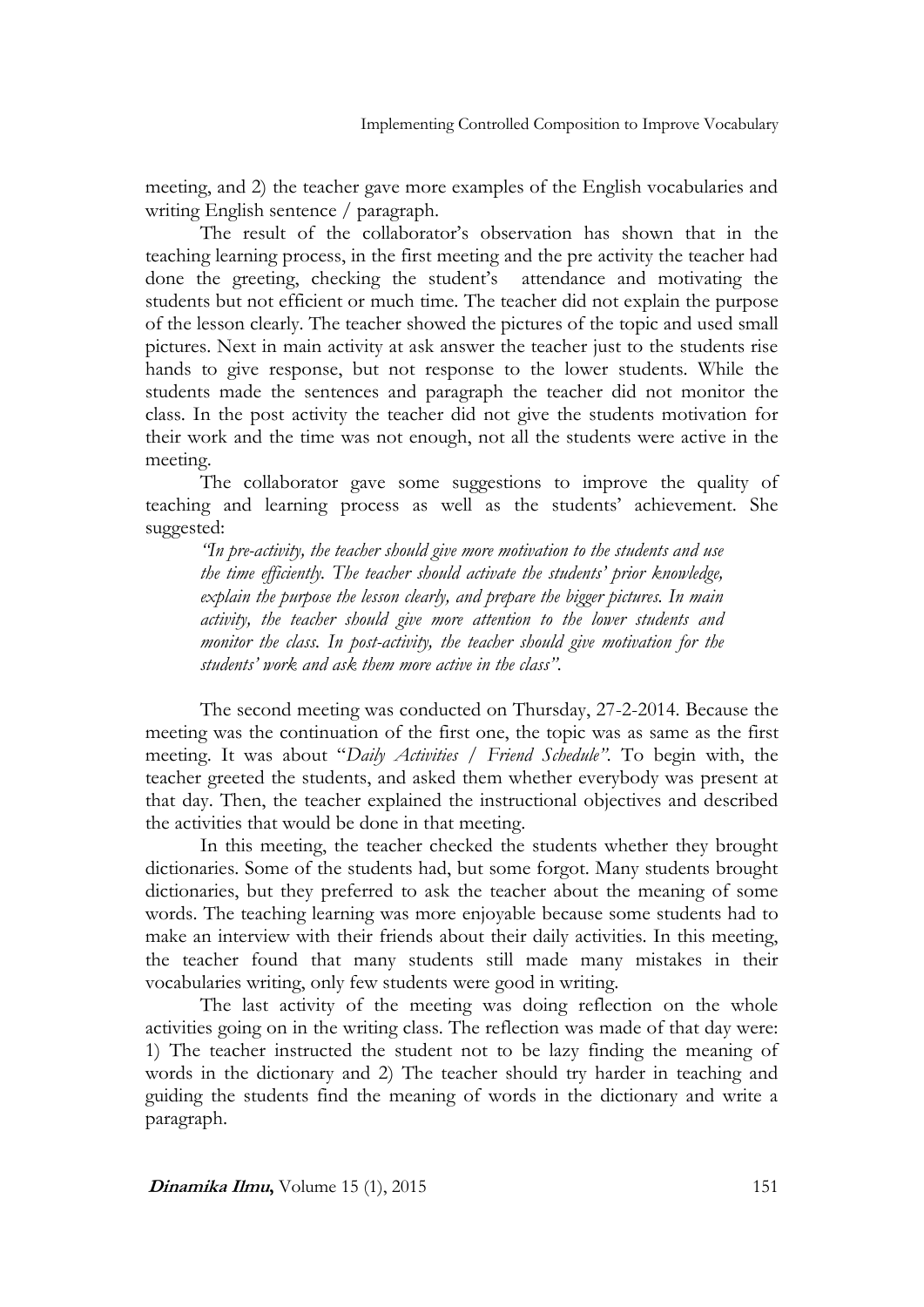meeting, and 2) the teacher gave more examples of the English vocabularies and writing English sentence / paragraph.

The result of the collaborator's observation has shown that in the teaching learning process, in the first meeting and the pre activity the teacher had done the greeting, checking the student's attendance and motivating the students but not efficient or much time. The teacher did not explain the purpose of the lesson clearly. The teacher showed the pictures of the topic and used small pictures. Next in main activity at ask answer the teacher just to the students rise hands to give response, but not response to the lower students. While the students made the sentences and paragraph the teacher did not monitor the class. In the post activity the teacher did not give the students motivation for their work and the time was not enough, not all the students were active in the meeting.

The collaborator gave some suggestions to improve the quality of teaching and learning process as well as the students' achievement. She suggested:

> *"In pre-activity, the teacher should give more motivation to the students and use the time efficiently. The teacher should activate the students' prior knowledge, explain the purpose the lesson clearly, and prepare the bigger pictures. In main activity, the teacher should give more attention to the lower students and monitor the class. In post-activity, the teacher should give motivation for the students' work and ask them more active in the class".*

The second meeting was conducted on Thursday, 27-2-2014. Because the meeting was the continuation of the first one, the topic was as same as the first meeting. It was about "*Daily Activities / Friend Schedule"*. To begin with, the teacher greeted the students, and asked them whether everybody was present at that day. Then, the teacher explained the instructional objectives and described the activities that would be done in that meeting.

In this meeting, the teacher checked the students whether they brought dictionaries. Some of the students had, but some forgot. Many students brought dictionaries, but they preferred to ask the teacher about the meaning of some words. The teaching learning was more enjoyable because some students had to make an interview with their friends about their daily activities. In this meeting, the teacher found that many students still made many mistakes in their vocabularies writing, only few students were good in writing.

The last activity of the meeting was doing reflection on the whole activities going on in the writing class. The reflection was made of that day were: 1) The teacher instructed the student not to be lazy finding the meaning of words in the dictionary and 2) The teacher should try harder in teaching and guiding the students find the meaning of words in the dictionary and write a paragraph.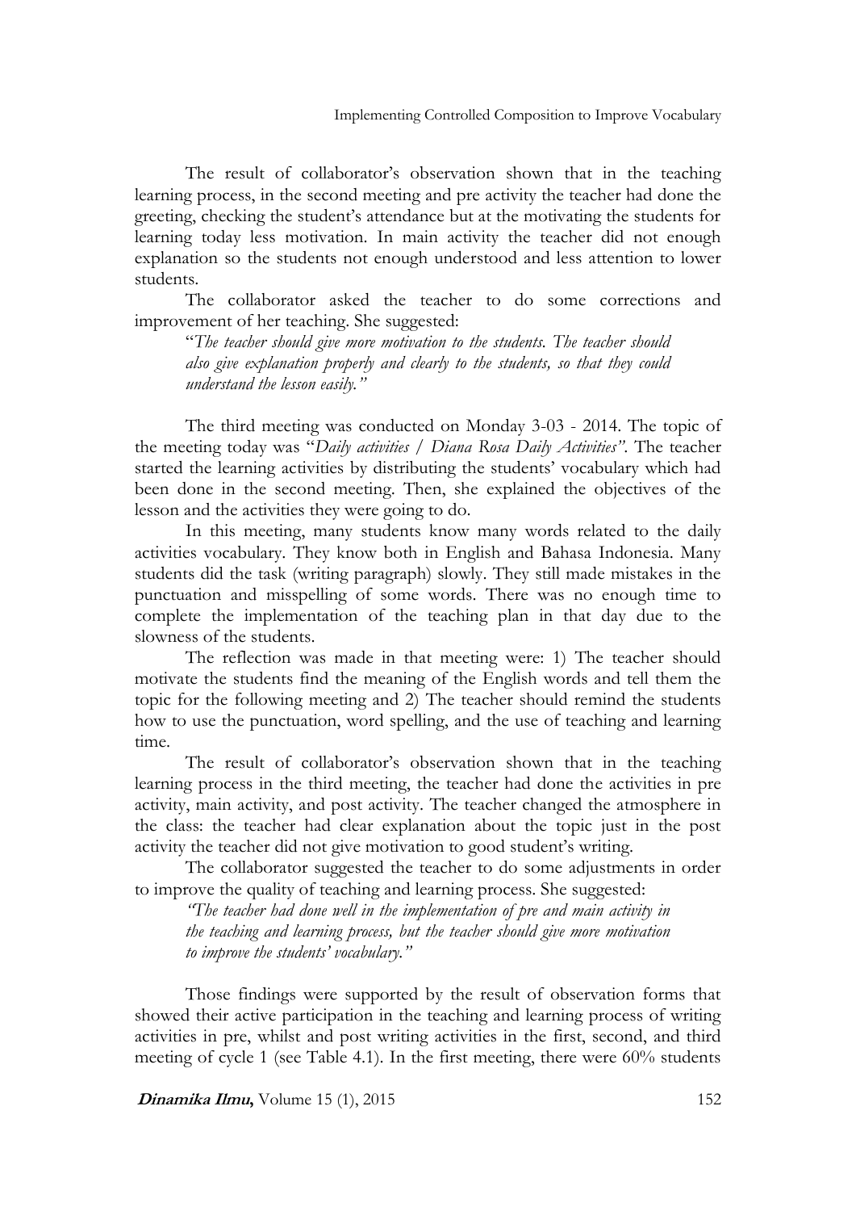The result of collaborator's observation shown that in the teaching learning process, in the second meeting and pre activity the teacher had done the greeting, checking the student's attendance but at the motivating the students for learning today less motivation. In main activity the teacher did not enough explanation so the students not enough understood and less attention to lower students.

The collaborator asked the teacher to do some corrections and improvement of her teaching. She suggested:

> "*The teacher should give more motivation to the students. The teacher should also give explanation properly and clearly to the students, so that they could understand the lesson easily.*"

The third meeting was conducted on Monday 3-03 - 2014. The topic of the meeting today was "*Daily activities / Diana Rosa Daily Activities*". The teacher started the learning activities by distributing the students' vocabulary which had been done in the second meeting. Then, she explained the objectives of the lesson and the activities they were going to do.

In this meeting, many students know many words related to the daily activities vocabulary. They know both in English and Bahasa Indonesia. Many students did the task (writing paragraph) slowly. They still made mistakes in the punctuation and misspelling of some words. There was no enough time to complete the implementation of the teaching plan in that day due to the slowness of the students.

The reflection was made in that meeting were: 1) The teacher should motivate the students find the meaning of the English words and tell them the topic for the following meeting and 2) The teacher should remind the students how to use the punctuation, word spelling, and the use of teaching and learning time.

The result of collaborator's observation shown that in the teaching learning process in the third meeting, the teacher had done the activities in pre activity, main activity, and post activity. The teacher changed the atmosphere in the class: the teacher had clear explanation about the topic just in the post activity the teacher did not give motivation to good student's writing.

The collaborator suggested the teacher to do some adjustments in order to improve the quality of teaching and learning process. She suggested:

> *"The teacher had done well in the implementation of pre and main activity in the teaching and learning process, but the teacher should give more motivation to improve the students' vocabulary."*

Those findings were supported by the result of observation forms that showed their active participation in the teaching and learning process of writing activities in pre, whilst and post writing activities in the first, second, and third meeting of cycle 1 (see Table 4.1). In the first meeting, there were 60% students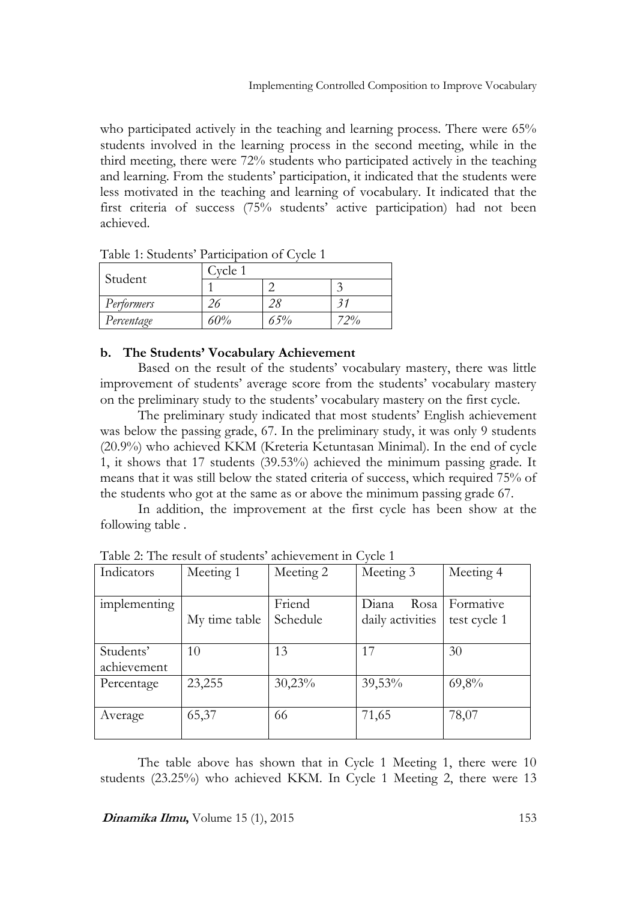who participated actively in the teaching and learning process. There were 65% students involved in the learning process in the second meeting, while in the third meeting, there were 72% students who participated actively in the teaching and learning. From the students' participation, it indicated that the students were less motivated in the teaching and learning of vocabulary. It indicated that the first criteria of success (75% students' active participation) had not been achieved.

Table 1: Students' Participation of Cycle 1

| Student | Cycle 1 | | |
|---|---|---|---|
| | 1 | 2 | 3 |
| *Performers* | *26* | *28* | *31* |
| *Percentage* | *60%* | *65%* | *72%* |

**b. The Students' Vocabulary Achievement**

Based on the result of the students' vocabulary mastery, there was little improvement of students' average score from the students' vocabulary mastery on the preliminary study to the students' vocabulary mastery on the first cycle.

The preliminary study indicated that most students' English achievement was below the passing grade, 67. In the preliminary study, it was only 9 students (20.9%) who achieved KKM (Kreteria Ketuntasan Minimal). In the end of cycle 1, it shows that 17 students (39.53%) achieved the minimum passing grade. It means that it was still below the stated criteria of success, which required 75% of the students who got at the same as or above the minimum passing grade 67.

In addition, the improvement at the first cycle has been show at the following table .

Table 2: The result of students' achievement in Cycle 1

| Indicators | Meeting 1 | Meeting 2 | Meeting 3 | Meeting 4 |
|---|---|---|---|---|
| implementing | My time table | Friend Schedule | Diana Rosa daily activities | Formative test cycle 1 |
| Students' achievement | 10 | 13 | 17 | 30 |
| Percentage | 23,255 | 30,23% | 39,53% | 69,8% |
| Average | 65,37 | 66 | 71,65 | 78,07 |

The table above has shown that in Cycle 1 Meeting 1, there were 10 students (23.25%) who achieved KKM. In Cycle 1 Meeting 2, there were 13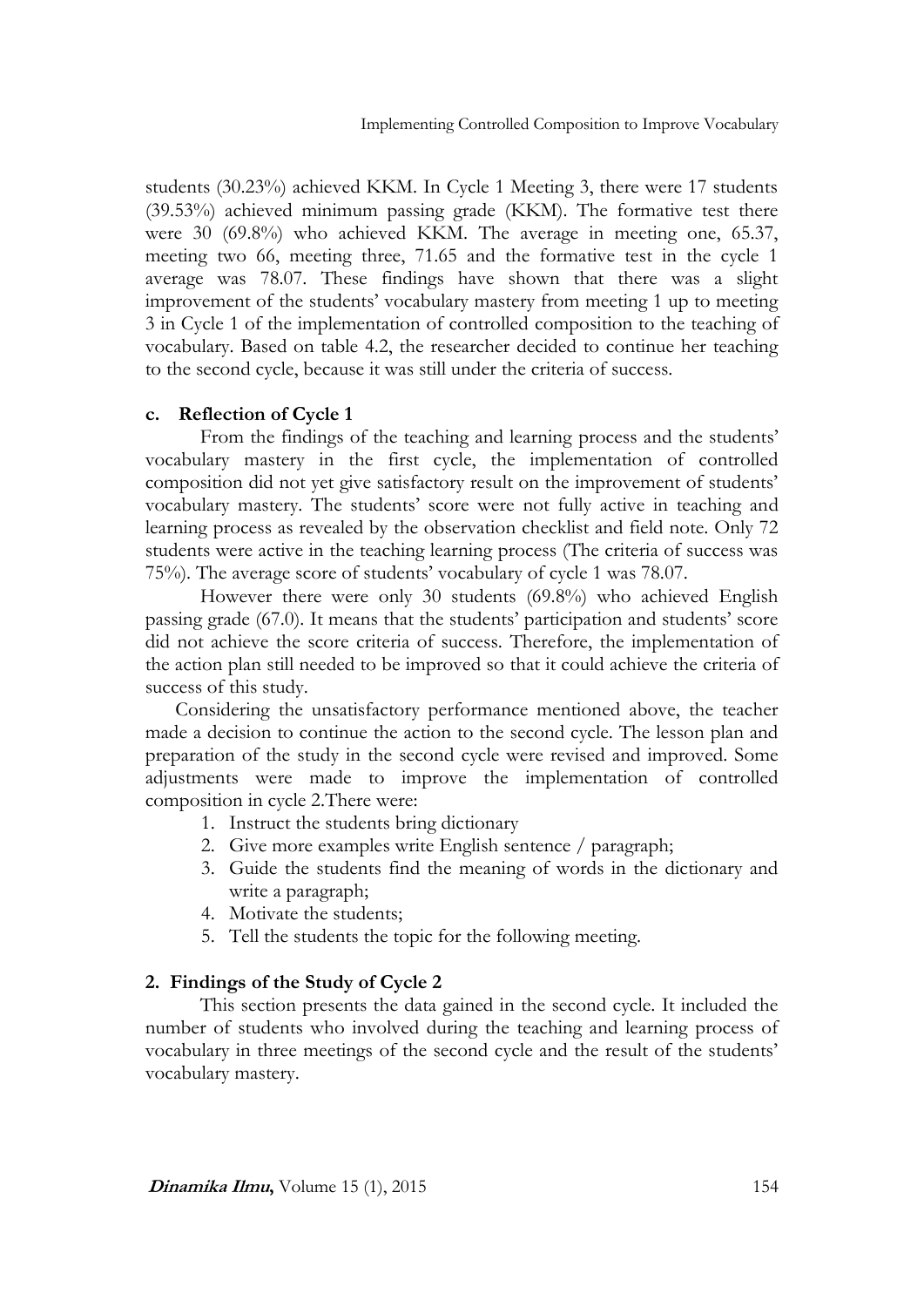students (30.23%) achieved KKM. In Cycle 1 Meeting 3, there were 17 students (39.53%) achieved minimum passing grade (KKM). The formative test there were 30 (69.8%) who achieved KKM. The average in meeting one, 65.37, meeting two 66, meeting three, 71.65 and the formative test in the cycle 1 average was 78.07. These findings have shown that there was a slight improvement of the students' vocabulary mastery from meeting 1 up to meeting 3 in Cycle 1 of the implementation of controlled composition to the teaching of vocabulary. Based on table 4.2, the researcher decided to continue her teaching to the second cycle, because it was still under the criteria of success.

### c. Reflection of Cycle 1

From the findings of the teaching and learning process and the students' vocabulary mastery in the first cycle, the implementation of controlled composition did not yet give satisfactory result on the improvement of students' vocabulary mastery. The students' score were not fully active in teaching and learning process as revealed by the observation checklist and field note. Only 72 students were active in the teaching learning process (The criteria of success was 75%). The average score of students' vocabulary of cycle 1 was 78.07.

However there were only 30 students (69.8%) who achieved English passing grade (67.0). It means that the students' participation and students' score did not achieve the score criteria of success. Therefore, the implementation of the action plan still needed to be improved so that it could achieve the criteria of success of this study.

Considering the unsatisfactory performance mentioned above, the teacher made a decision to continue the action to the second cycle. The lesson plan and preparation of the study in the second cycle were revised and improved. Some adjustments were made to improve the implementation of controlled composition in cycle 2.There were:

1. Instruct the students bring dictionary
2. Give more examples write English sentence / paragraph;
3. Guide the students find the meaning of words in the dictionary and write a paragraph;
4. Motivate the students;
5. Tell the students the topic for the following meeting.

## 2. Findings of the Study of Cycle 2

This section presents the data gained in the second cycle. It included the number of students who involved during the teaching and learning process of vocabulary in three meetings of the second cycle and the result of the students' vocabulary mastery.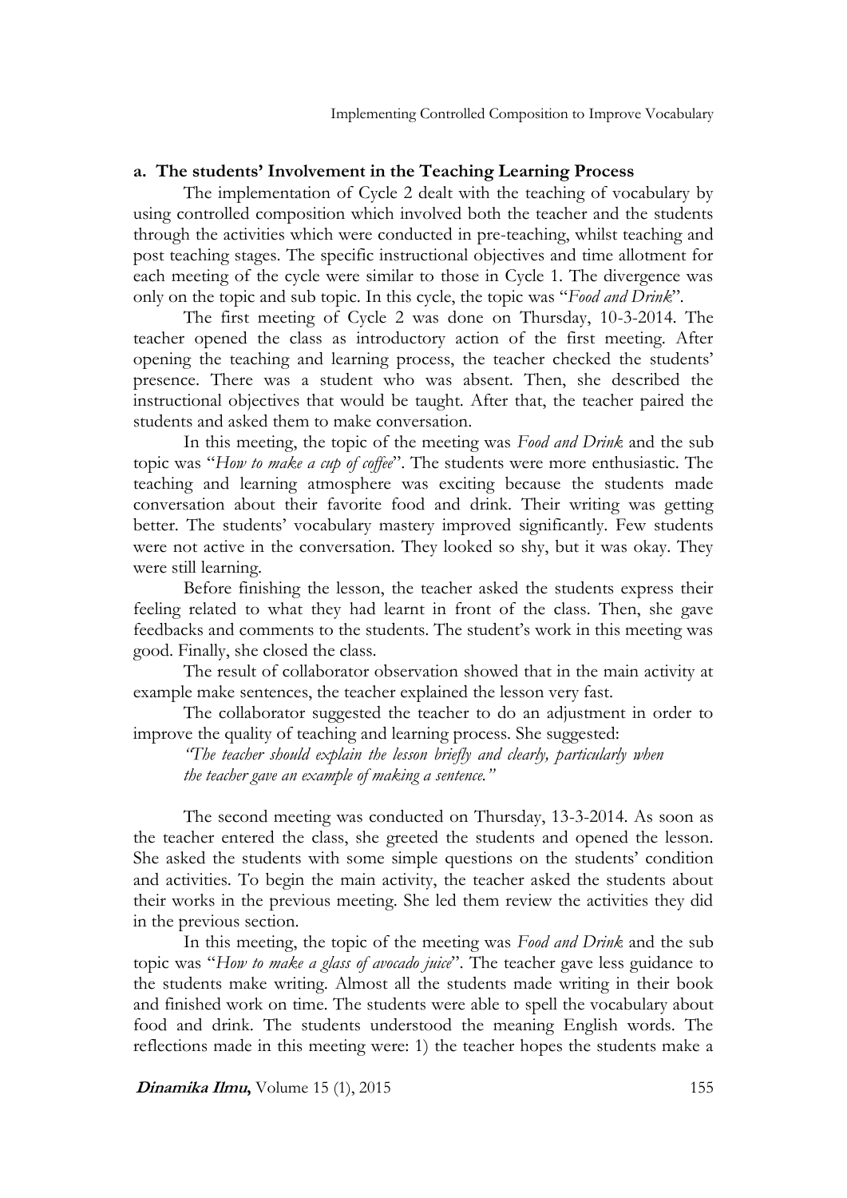### a. The students' Involvement in the Teaching Learning Process

The implementation of Cycle 2 dealt with the teaching of vocabulary by using controlled composition which involved both the teacher and the students through the activities which were conducted in pre-teaching, whilst teaching and post teaching stages. The specific instructional objectives and time allotment for each meeting of the cycle were similar to those in Cycle 1. The divergence was only on the topic and sub topic. In this cycle, the topic was "*Food and Drink*".

The first meeting of Cycle 2 was done on Thursday, 10-3-2014. The teacher opened the class as introductory action of the first meeting. After opening the teaching and learning process, the teacher checked the students' presence. There was a student who was absent. Then, she described the instructional objectives that would be taught. After that, the teacher paired the students and asked them to make conversation.

In this meeting, the topic of the meeting was *Food and Drink* and the sub topic was "*How to make a cup of coffee*". The students were more enthusiastic. The teaching and learning atmosphere was exciting because the students made conversation about their favorite food and drink. Their writing was getting better. The students' vocabulary mastery improved significantly. Few students were not active in the conversation. They looked so shy, but it was okay. They were still learning.

Before finishing the lesson, the teacher asked the students express their feeling related to what they had learnt in front of the class. Then, she gave feedbacks and comments to the students. The student's work in this meeting was good. Finally, she closed the class.

The result of collaborator observation showed that in the main activity at example make sentences, the teacher explained the lesson very fast.

The collaborator suggested the teacher to do an adjustment in order to improve the quality of teaching and learning process. She suggested:

> *"The teacher should explain the lesson briefly and clearly, particularly when the teacher gave an example of making a sentence."*

The second meeting was conducted on Thursday, 13-3-2014. As soon as the teacher entered the class, she greeted the students and opened the lesson. She asked the students with some simple questions on the students' condition and activities. To begin the main activity, the teacher asked the students about their works in the previous meeting. She led them review the activities they did in the previous section.

In this meeting, the topic of the meeting was *Food and Drink* and the sub topic was "*How to make a glass of avocado juice*". The teacher gave less guidance to the students make writing. Almost all the students made writing in their book and finished work on time. The students were able to spell the vocabulary about food and drink. The students understood the meaning English words. The reflections made in this meeting were: 1) the teacher hopes the students make a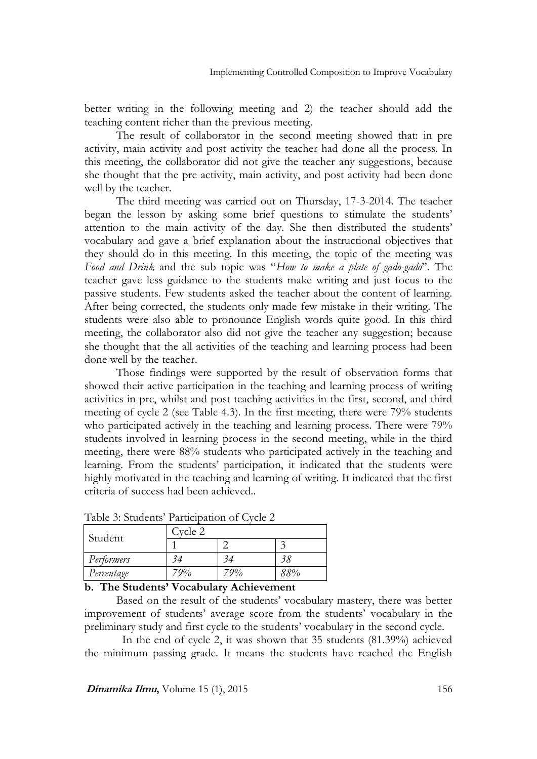better writing in the following meeting and 2) the teacher should add the teaching content richer than the previous meeting.

The result of collaborator in the second meeting showed that: in pre activity, main activity and post activity the teacher had done all the process. In this meeting, the collaborator did not give the teacher any suggestions, because she thought that the pre activity, main activity, and post activity had been done well by the teacher.

The third meeting was carried out on Thursday, 17-3-2014. The teacher began the lesson by asking some brief questions to stimulate the students' attention to the main activity of the day. She then distributed the students' vocabulary and gave a brief explanation about the instructional objectives that they should do in this meeting. In this meeting, the topic of the meeting was *Food and Drink* and the sub topic was "*How to make a plate of gado-gado*". The teacher gave less guidance to the students make writing and just focus to the passive students. Few students asked the teacher about the content of learning. After being corrected, the students only made few mistake in their writing. The students were also able to pronounce English words quite good. In this third meeting, the collaborator also did not give the teacher any suggestion; because she thought that the all activities of the teaching and learning process had been done well by the teacher.

Those findings were supported by the result of observation forms that showed their active participation in the teaching and learning process of writing activities in pre, whilst and post teaching activities in the first, second, and third meeting of cycle 2 (see Table 4.3). In the first meeting, there were 79% students who participated actively in the teaching and learning process. There were 79% students involved in learning process in the second meeting, while in the third meeting, there were 88% students who participated actively in the teaching and learning. From the students' participation, it indicated that the students were highly motivated in the teaching and learning of writing. It indicated that the first criteria of success had been achieved..

Table 3: Students' Participation of Cycle 2

| Student | Cycle 2 | | |
|---|---|---|---|
| | 1 | 2 | 3 |
| *Performers* | *34* | *34* | *38* |
| *Percentage* | *79%* | *79%* | *88%* |

**b. The Students' Vocabulary Achievement**

Based on the result of the students' vocabulary mastery, there was better improvement of students' average score from the students' vocabulary in the preliminary study and first cycle to the students' vocabulary in the second cycle.

In the end of cycle 2, it was shown that 35 students (81.39%) achieved the minimum passing grade. It means the students have reached the English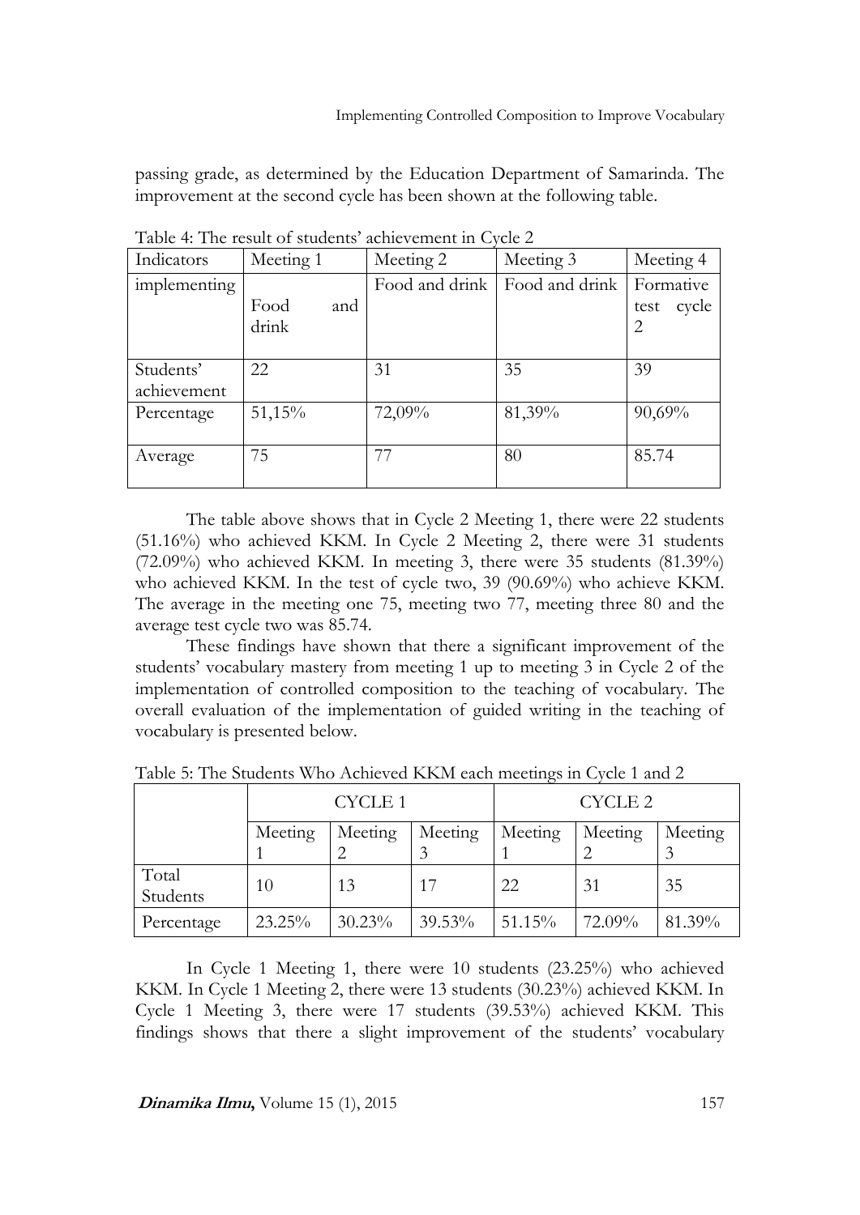passing grade, as determined by the Education Department of Samarinda. The improvement at the second cycle has been shown at the following table.

Table 4: The result of students' achievement in Cycle 2

| Indicators | Meeting 1 | Meeting 2 | Meeting 3 | Meeting 4 |
|---|---|---|---|---|
| implementing | Food and drink | Food and drink | Food and drink | Formative test cycle 2 |
| Students' achievement | 22 | 31 | 35 | 39 |
| Percentage | 51,15% | 72,09% | 81,39% | 90,69% |
| Average | 75 | 77 | 80 | 85.74 |

The table above shows that in Cycle 2 Meeting 1, there were 22 students (51.16%) who achieved KKM. In Cycle 2 Meeting 2, there were 31 students (72.09%) who achieved KKM. In meeting 3, there were 35 students (81.39%) who achieved KKM. In the test of cycle two, 39 (90.69%) who achieve KKM. The average in the meeting one 75, meeting two 77, meeting three 80 and the average test cycle two was 85.74.

These findings have shown that there a significant improvement of the students' vocabulary mastery from meeting 1 up to meeting 3 in Cycle 2 of the implementation of controlled composition to the teaching of vocabulary. The overall evaluation of the implementation of guided writing in the teaching of vocabulary is presented below.

Table 5: The Students Who Achieved KKM each meetings in Cycle 1 and 2

| | CYCLE 1 | | | CYCLE 2 | | |
|---|---|---|---|---|---|---|
| | Meeting 1 | Meeting 2 | Meeting 3 | Meeting 1 | Meeting 2 | Meeting 3 |
| Total Students | 10 | 13 | 17 | 22 | 31 | 35 |
| Percentage | 23.25% | 30.23% | 39.53% | 51.15% | 72.09% | 81.39% |

In Cycle 1 Meeting 1, there were 10 students (23.25%) who achieved KKM. In Cycle 1 Meeting 2, there were 13 students (30.23%) achieved KKM. In Cycle 1 Meeting 3, there were 17 students (39.53%) achieved KKM. This findings shows that there a slight improvement of the students' vocabulary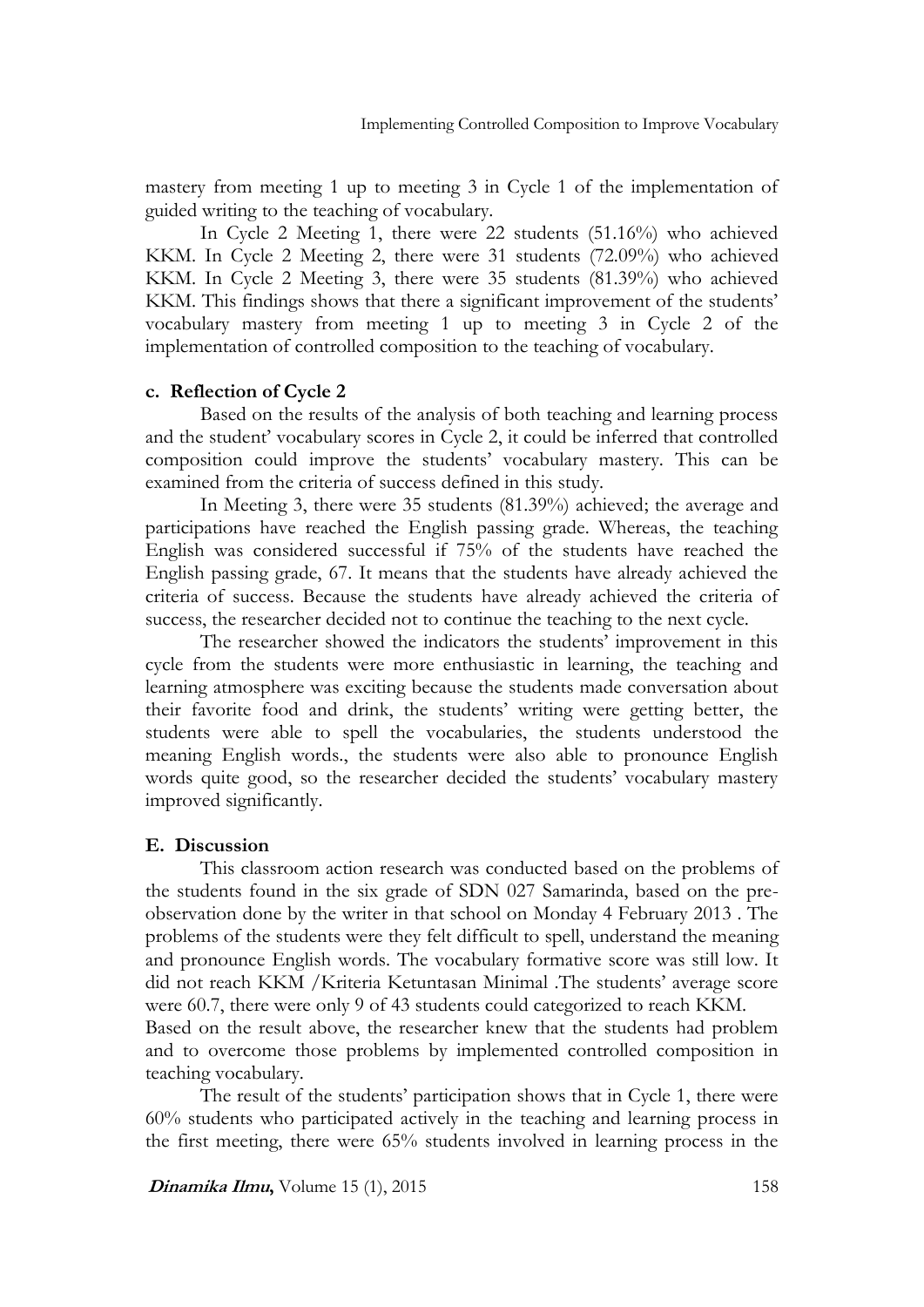mastery from meeting 1 up to meeting 3 in Cycle 1 of the implementation of guided writing to the teaching of vocabulary.

In Cycle 2 Meeting 1, there were 22 students (51.16%) who achieved KKM. In Cycle 2 Meeting 2, there were 31 students (72.09%) who achieved KKM. In Cycle 2 Meeting 3, there were 35 students (81.39%) who achieved KKM. This findings shows that there a significant improvement of the students' vocabulary mastery from meeting 1 up to meeting 3 in Cycle 2 of the implementation of controlled composition to the teaching of vocabulary.

#### c. Reflection of Cycle 2

Based on the results of the analysis of both teaching and learning process and the student' vocabulary scores in Cycle 2, it could be inferred that controlled composition could improve the students' vocabulary mastery. This can be examined from the criteria of success defined in this study.

In Meeting 3, there were 35 students (81.39%) achieved; the average and participations have reached the English passing grade. Whereas, the teaching English was considered successful if 75% of the students have reached the English passing grade, 67. It means that the students have already achieved the criteria of success. Because the students have already achieved the criteria of success, the researcher decided not to continue the teaching to the next cycle.

The researcher showed the indicators the students' improvement in this cycle from the students were more enthusiastic in learning, the teaching and learning atmosphere was exciting because the students made conversation about their favorite food and drink, the students' writing were getting better, the students were able to spell the vocabularies, the students understood the meaning English words., the students were also able to pronounce English words quite good, so the researcher decided the students' vocabulary mastery improved significantly.

### E. Discussion

This classroom action research was conducted based on the problems of the students found in the six grade of SDN 027 Samarinda, based on the pre-observation done by the writer in that school on Monday 4 February 2013 . The problems of the students were they felt difficult to spell, understand the meaning and pronounce English words. The vocabulary formative score was still low. It did not reach KKM /Kriteria Ketuntasan Minimal .The students' average score were 60.7, there were only 9 of 43 students could categorized to reach KKM.

Based on the result above, the researcher knew that the students had problem and to overcome those problems by implemented controlled composition in teaching vocabulary.

The result of the students' participation shows that in Cycle 1, there were 60% students who participated actively in the teaching and learning process in the first meeting, there were 65% students involved in learning process in the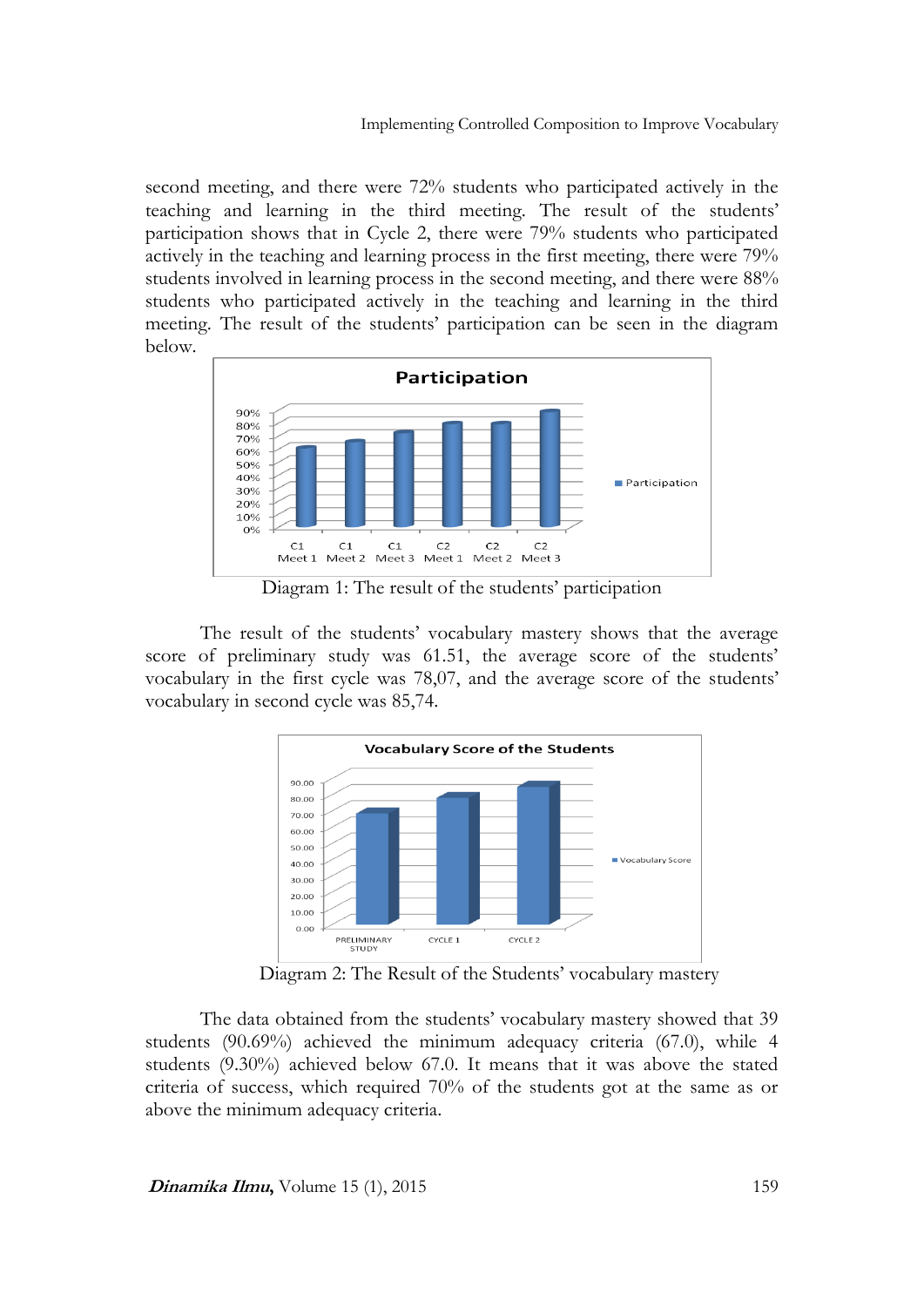second meeting, and there were 72% students who participated actively in the teaching and learning in the third meeting. The result of the students' participation shows that in Cycle 2, there were 79% students who participated actively in the teaching and learning process in the first meeting, there were 79% students involved in learning process in the second meeting, and there were 88% students who participated actively in the teaching and learning in the third meeting. The result of the students' participation can be seen in the diagram below.

Diagram 1: The result of the students' participation

The result of the students' vocabulary mastery shows that the average score of preliminary study was 61.51, the average score of the students' vocabulary in the first cycle was 78,07, and the average score of the students' vocabulary in second cycle was 85,74.

Diagram 2: The Result of the Students' vocabulary mastery

The data obtained from the students' vocabulary mastery showed that 39 students (90.69%) achieved the minimum adequacy criteria (67.0), while 4 students (9.30%) achieved below 67.0. It means that it was above the stated criteria of success, which required 70% of the students got at the same as or above the minimum adequacy criteria.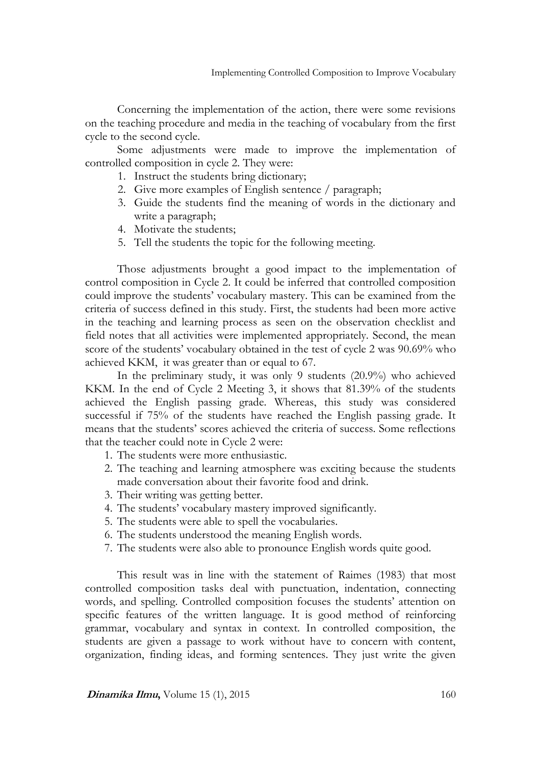Concerning the implementation of the action, there were some revisions on the teaching procedure and media in the teaching of vocabulary from the first cycle to the second cycle.

Some adjustments were made to improve the implementation of controlled composition in cycle 2. They were:

1. Instruct the students bring dictionary;
2. Give more examples of English sentence / paragraph;
3. Guide the students find the meaning of words in the dictionary and write a paragraph;
4. Motivate the students;
5. Tell the students the topic for the following meeting.

Those adjustments brought a good impact to the implementation of control composition in Cycle 2. It could be inferred that controlled composition could improve the students' vocabulary mastery. This can be examined from the criteria of success defined in this study. First, the students had been more active in the teaching and learning process as seen on the observation checklist and field notes that all activities were implemented appropriately. Second, the mean score of the students' vocabulary obtained in the test of cycle 2 was 90.69% who achieved KKM, it was greater than or equal to 67.

In the preliminary study, it was only 9 students (20.9%) who achieved KKM. In the end of Cycle 2 Meeting 3, it shows that 81.39% of the students achieved the English passing grade. Whereas, this study was considered successful if 75% of the students have reached the English passing grade. It means that the students' scores achieved the criteria of success. Some reflections that the teacher could note in Cycle 2 were:

1. The students were more enthusiastic.
2. The teaching and learning atmosphere was exciting because the students made conversation about their favorite food and drink.
3. Their writing was getting better.
4. The students' vocabulary mastery improved significantly.
5. The students were able to spell the vocabularies.
6. The students understood the meaning English words.
7. The students were also able to pronounce English words quite good.

This result was in line with the statement of Raimes (1983) that most controlled composition tasks deal with punctuation, indentation, connecting words, and spelling. Controlled composition focuses the students' attention on specific features of the written language. It is good method of reinforcing grammar, vocabulary and syntax in context. In controlled composition, the students are given a passage to work without have to concern with content, organization, finding ideas, and forming sentences. They just write the given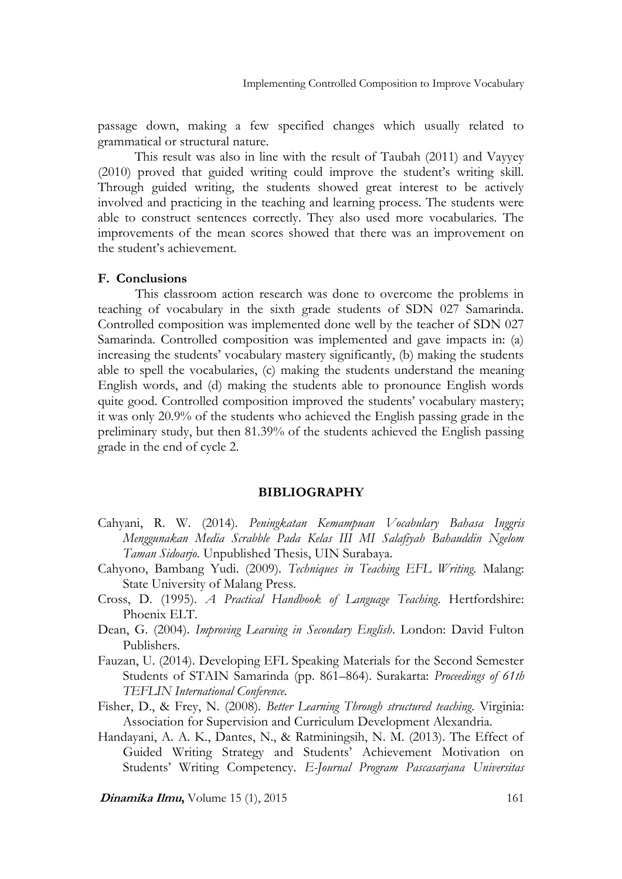passage down, making a few specified changes which usually related to grammatical or structural nature.

This result was also in line with the result of Taubah (2011) and Vayyey (2010) proved that guided writing could improve the student's writing skill. Through guided writing, the students showed great interest to be actively involved and practicing in the teaching and learning process. The students were able to construct sentences correctly. They also used more vocabularies. The improvements of the mean scores showed that there was an improvement on the student's achievement.

## F. Conclusions

This classroom action research was done to overcome the problems in teaching of vocabulary in the sixth grade students of SDN 027 Samarinda. Controlled composition was implemented done well by the teacher of SDN 027 Samarinda. Controlled composition was implemented and gave impacts in: (a) increasing the students' vocabulary mastery significantly, (b) making the students able to spell the vocabularies, (c) making the students understand the meaning English words, and (d) making the students able to pronounce English words quite good. Controlled composition improved the students' vocabulary mastery; it was only 20.9% of the students who achieved the English passing grade in the preliminary study, but then 81.39% of the students achieved the English passing grade in the end of cycle 2.

## BIBLIOGRAPHY

Cahyani, R. W. (2014). *Peningkatan Kemampuan Vocabulary Bahasa Inggris Menggunakan Media Scrabble Pada Kelas III MI Salafiyah Bahauddin Ngelom Taman Sidoarjo*. Unpublished Thesis, UIN Surabaya.

Cahyono, Bambang Yudi. (2009). *Techniques in Teaching EFL Writing*. Malang: State University of Malang Press.

Cross, D. (1995). *A Practical Handbook of Language Teaching*. Hertfordshire: Phoenix ELT.

Dean, G. (2004). *Improving Learning in Secondary English*. London: David Fulton Publishers.

Fauzan, U. (2014). Developing EFL Speaking Materials for the Second Semester Students of STAIN Samarinda (pp. 861–864). Surakarta: *Proceedings of 61th TEFLIN International Conference*.

Fisher, D., & Frey, N. (2008). *Better Learning Through structured teaching*. Virginia: Association for Supervision and Curriculum Development Alexandria.

Handayani, A. A. K., Dantes, N., & Ratminingsih, N. M. (2013). The Effect of Guided Writing Strategy and Students' Achievement Motivation on Students' Writing Competency. *E-Journal Program Pascasarjana Universitas*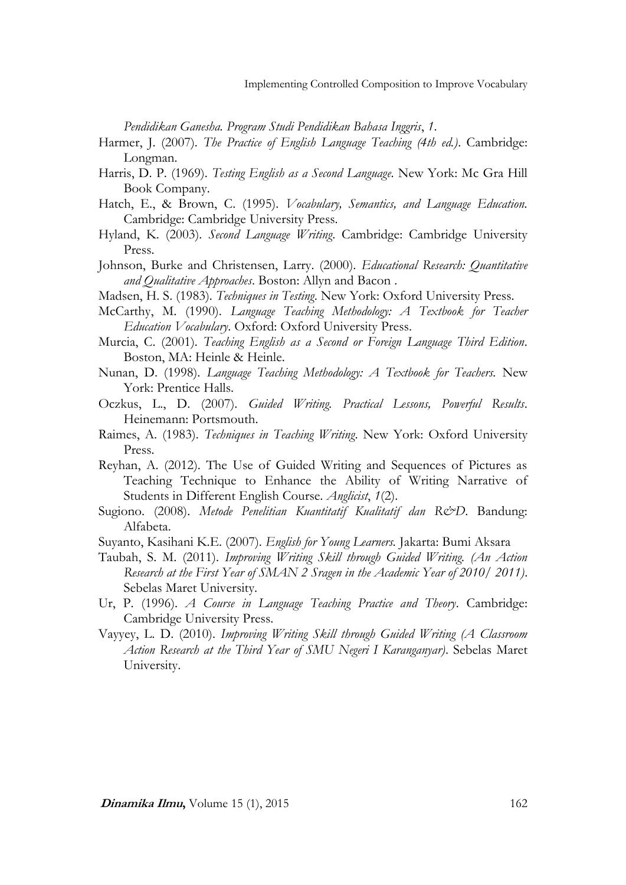*Pendidikan Ganesha. Program Studi Pendidikan Bahasa Inggris*, *1*.

Harmer, J. (2007). *The Practice of English Language Teaching (4th ed.)*. Cambridge: Longman.

Harris, D. P. (1969). *Testing English as a Second Language*. New York: Mc Gra Hill Book Company.

Hatch, E., & Brown, C. (1995). *Vocabulary, Semantics, and Language Education*. Cambridge: Cambridge University Press.

Hyland, K. (2003). *Second Language Writing*. Cambridge: Cambridge University Press.

Johnson, Burke and Christensen, Larry. (2000). *Educational Research: Quantitative and Qualitative Approaches*. Boston: Allyn and Bacon .

Madsen, H. S. (1983). *Techniques in Testing*. New York: Oxford University Press.

McCarthy, M. (1990). *Language Teaching Methodology: A Textbook for Teacher Education Vocabulary*. Oxford: Oxford University Press.

Murcia, C. (2001). *Teaching English as a Second or Foreign Language Third Edition*. Boston, MA: Heinle & Heinle.

Nunan, D. (1998). *Language Teaching Methodology: A Textbook for Teachers*. New York: Prentice Halls.

Oczkus, L., D. (2007). *Guided Writing. Practical Lessons, Powerful Results*. Heinemann: Portsmouth.

Raimes, A. (1983). *Techniques in Teaching Writing*. New York: Oxford University Press.

Reyhan, A. (2012). The Use of Guided Writing and Sequences of Pictures as Teaching Technique to Enhance the Ability of Writing Narrative of Students in Different English Course. *Anglicist*, *1*(2).

Sugiono. (2008). *Metode Penelitian Kuantitatif Kualitatif dan R&D*. Bandung: Alfabeta.

Suyanto, Kasihani K.E. (2007). *English for Young Learners*. Jakarta: Bumi Aksara

Taubah, S. M. (2011). *Improving Writing Skill through Guided Writing. (An Action Research at the First Year of SMAN 2 Sragen in the Academic Year of 2010/ 2011)*. Sebelas Maret University.

Ur, P. (1996). *A Course in Language Teaching Practice and Theory*. Cambridge: Cambridge University Press.

Vayyey, L. D. (2010). *Improving Writing Skill through Guided Writing (A Classroom Action Research at the Third Year of SMU Negeri I Karanganyar)*. Sebelas Maret University.